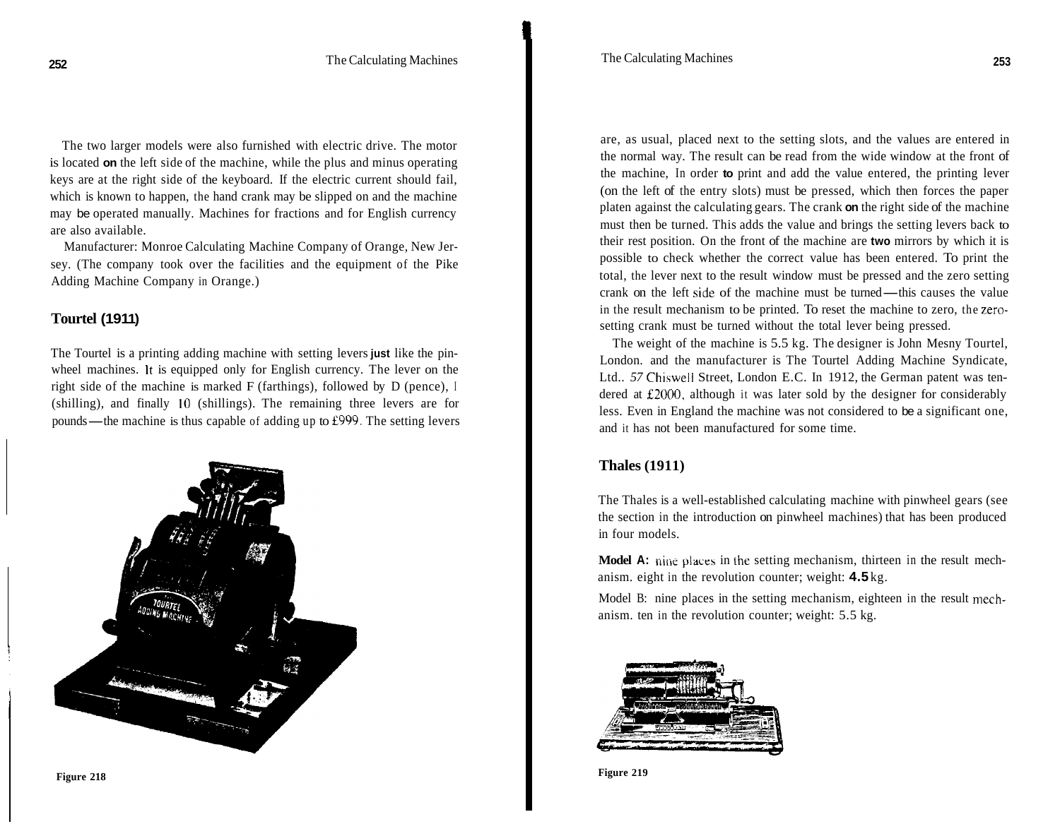The two larger models were also furnished with electric drive. The motor is located on the left side of the machine, while the plus and minus operating keys are at the right side of the keyboard. If the electric current should fail, which is known to happen, the hand crank may be slipped on and the machine may be operated manually. Machines for fractions and for English currency are also available.

Manufacturer: Monroe Calculating Machine Company of Orange, New Jersey. (The company took over the facilities and the equipment of the Pike Adding Machine Company in Orange.)

## Tourtel (1911)

The Tourtel is a printing adding machine with setting levers just like the pinwheel machines. It is equipped only for English currency. The lever on the right side of the machine is marked F (farthings), followed by D (pence), 1 (shilling), and finally 10 (shillings). The remaining three levers are for pounds—the machine is thus capable of adding up to £999. The setting levers are, as usual, placed next to the setting slots, and the values are entered in the normal way. The result can be read from the wide window at the front of the machine, In order to print and add the value entered, the printing lever (on the left of the entry slots) must be pressed, which then forces the paper platen against the calculating gears. The crank on the right side of the machine must then be turned. This adds the value and brings the setting levers back to their rest position. On the front of the machine are two mirrors by which it is possible to check whether the correct value has been entered. To print the total, the lever next to the result window must be pressed and the zero setting crank on the left side of the machine must be turned—this causes the value in the result mechanism to be printed. To reset the machine to zero, the zero-setting crank must be turned without the total lever being pressed.

Figure 218

The weight of the machine is 5.5 kg. The designer is John Mesny Tourtel, London. and the manufacturer is The Tourtel Adding Machine Syndicate, Ltd.. 57 Chiswell Street, London E.C. In 1912, the German patent was tendered at £2000, although it was later sold by the designer for considerably less. Even in England the machine was not considered to be a significant one, and it has not been manufactured for some time.

## Thales (1911)

The Thales is a well-established calculating machine with pinwheel gears (see the section in the introduction on pinwheel machines) that has been produced in four models.

**Model A:** nine places in the setting mechanism, thirteen in the result mechanism. eight in the revolution counter; weight: 4.5 kg.

Model B: nine places in the setting mechanism, eighteen in the result mechanism. ten in the revolution counter; weight: 5.5 kg.

Figure 219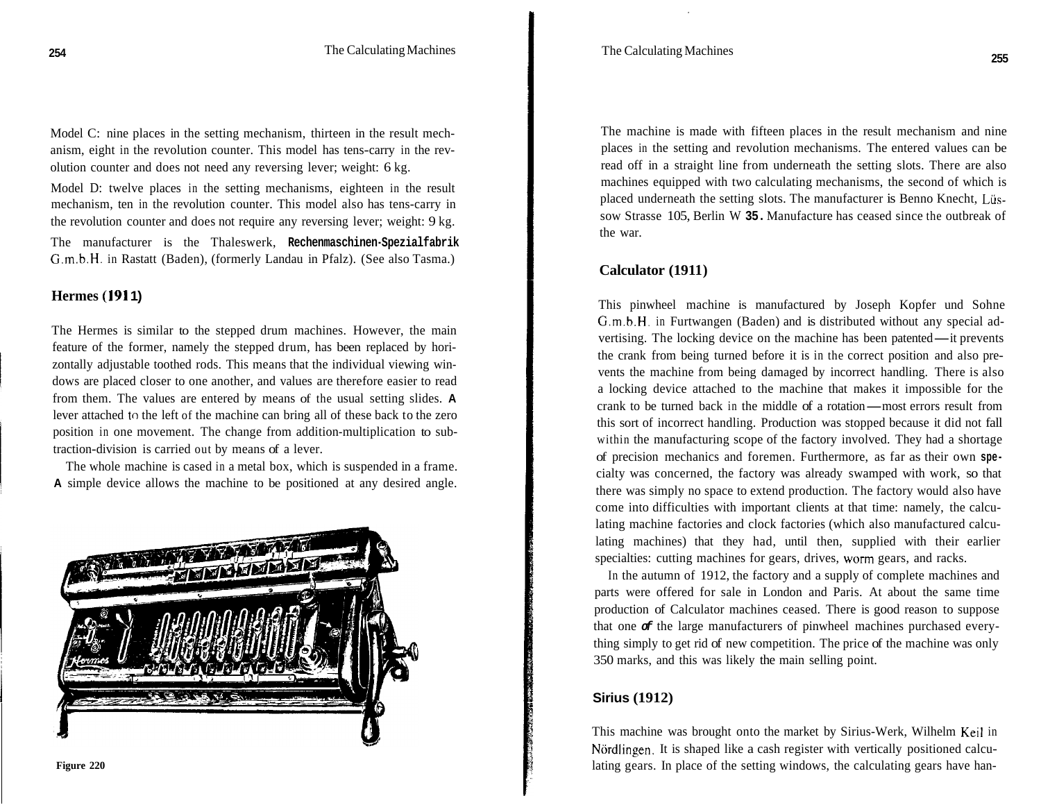Model C: nine places in the setting mechanism, thirteen in the result mechanism, eight in the revolution counter. This model has tens-carry in the revolution counter and does not need any reversing lever; weight: 6 kg.

Model D: twelve places in the setting mechanisms, eighteen in the result mechanism, ten in the revolution counter. This model also has tens-carry in the revolution counter and does not require any reversing lever; weight: 9 kg.

The manufacturer is the Thaleswerk, **Rechenmaschinen-Spezialfabrik** G.m.b.H. in Rastatt (Baden), (formerly Landau in Pfalz). (See also Tasma.)

### Hermes (1911)

The Hermes is similar to the stepped drum machines. However, the main feature of the former, namely the stepped drum, has been replaced by horizontally adjustable toothed rods. This means that the individual viewing windows are placed closer to one another, and values are therefore easier to read from them. The values are entered by means of the usual setting slides. A lever attached to the left of the machine can bring all of these back to the zero position in one movement. The change from addition-multiplication to subtraction-division is carried out by means of a lever.

The whole machine is cased in a metal box, which is suspended in a frame. A simple device allows the machine to be positioned at any desired angle.

Figure 220

The machine is made with fifteen places in the result mechanism and nine places in the setting and revolution mechanisms. The entered values can be read off in a straight line from underneath the setting slots. There are also machines equipped with two calculating mechanisms, the second of which is placed underneath the setting slots. The manufacturer is Benno Knecht, Lüssow Strasse 105, Berlin W **35.** Manufacture has ceased since the outbreak of the war.

### Calculator (1911)

This pinwheel machine is manufactured by Joseph Kopfer und Sohne G.m.b.H. in Furtwangen (Baden) and is distributed without any special advertising. The locking device on the machine has been patented—it prevents the crank from being turned before it is in the correct position and also prevents the machine from being damaged by incorrect handling. There is also a locking device attached to the machine that makes it impossible for the crank to be turned back in the middle of a rotation—most errors result from this sort of incorrect handling. Production was stopped because it did not fall within the manufacturing scope of the factory involved. They had a shortage of precision mechanics and foremen. Furthermore, as far as their own specialty was concerned, the factory was already swamped with work, so that there was simply no space to extend production. The factory would also have come into difficulties with important clients at that time: namely, the calculating machine factories and clock factories (which also manufactured calculating machines) that they had, until then, supplied with their earlier specialties: cutting machines for gears, drives, worm gears, and racks.

In the autumn of 1912, the factory and a supply of complete machines and parts were offered for sale in London and Paris. At about the same time production of Calculator machines ceased. There is good reason to suppose that one *of* the large manufacturers of pinwheel machines purchased everything simply to get rid of new competition. The price of the machine was only 350 marks, and this was likely the main selling point.

### Sirius (1912)

This machine was brought onto the market by Sirius-Werk, Wilhelm Keil in Nördlingen. It is shaped like a cash register with vertically positioned calculating gears. In place of the setting windows, the calculating gears have han-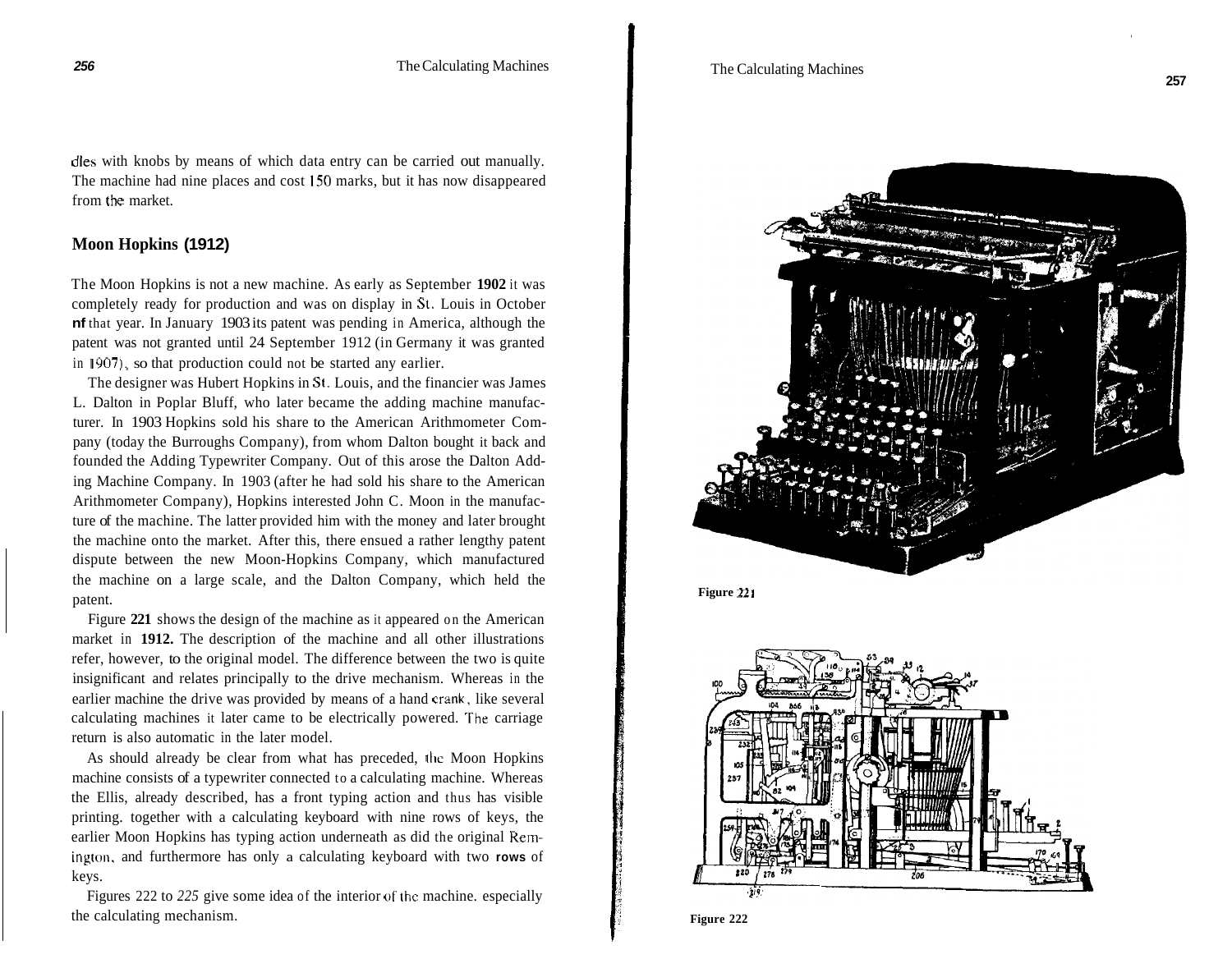dles with knobs by means of which data entry can be carried out manually. The machine had nine places and cost 150 marks, but it has now disappeared from the market.

## Moon Hopkins (1912)

The Moon Hopkins is not a new machine. As early as September **1902** it was completely ready for production and was on display in St. Louis in October of that year. In January 1903 its patent was pending in America, although the patent was not granted until 24 September 1912 (in Germany it was granted in 1907), so that production could not be started any earlier.

The designer was Hubert Hopkins in St. Louis, and the financier was James L. Dalton in Poplar Bluff, who later became the adding machine manufacturer. In 1903 Hopkins sold his share to the American Arithmometer Company (today the Burroughs Company), from whom Dalton bought it back and founded the Adding Typewriter Company. Out of this arose the Dalton Adding Machine Company. In 1903 (after he had sold his share to the American Arithmometer Company), Hopkins interested John C. Moon in the manufacture of the machine. The latter provided him with the money and later brought the machine onto the market. After this, there ensued a rather lengthy patent dispute between the new Moon-Hopkins Company, which manufactured the machine on a large scale, and the Dalton Company, which held the patent.

Figure **221** shows the design of the machine as it appeared on the American market in **1912.** The description of the machine and all other illustrations refer, however, to the original model. The difference between the two is quite insignificant and relates principally to the drive mechanism. Whereas in the earlier machine the drive was provided by means of a hand crank, like several calculating machines it later came to be electrically powered. The carriage return is also automatic in the later model.

As should already be clear from what has preceded, the Moon Hopkins machine consists of a typewriter connected to a calculating machine. Whereas the Ellis, already described, has a front typing action and thus has visible printing. together with a calculating keyboard with nine rows of keys, the earlier Moon Hopkins has typing action underneath as did the original Remington, and furthermore has only a calculating keyboard with two **rows** of keys.

Figures 222 to *225* give some idea of the interior of the machine. especially the calculating mechanism.

Figure 221

Figure 222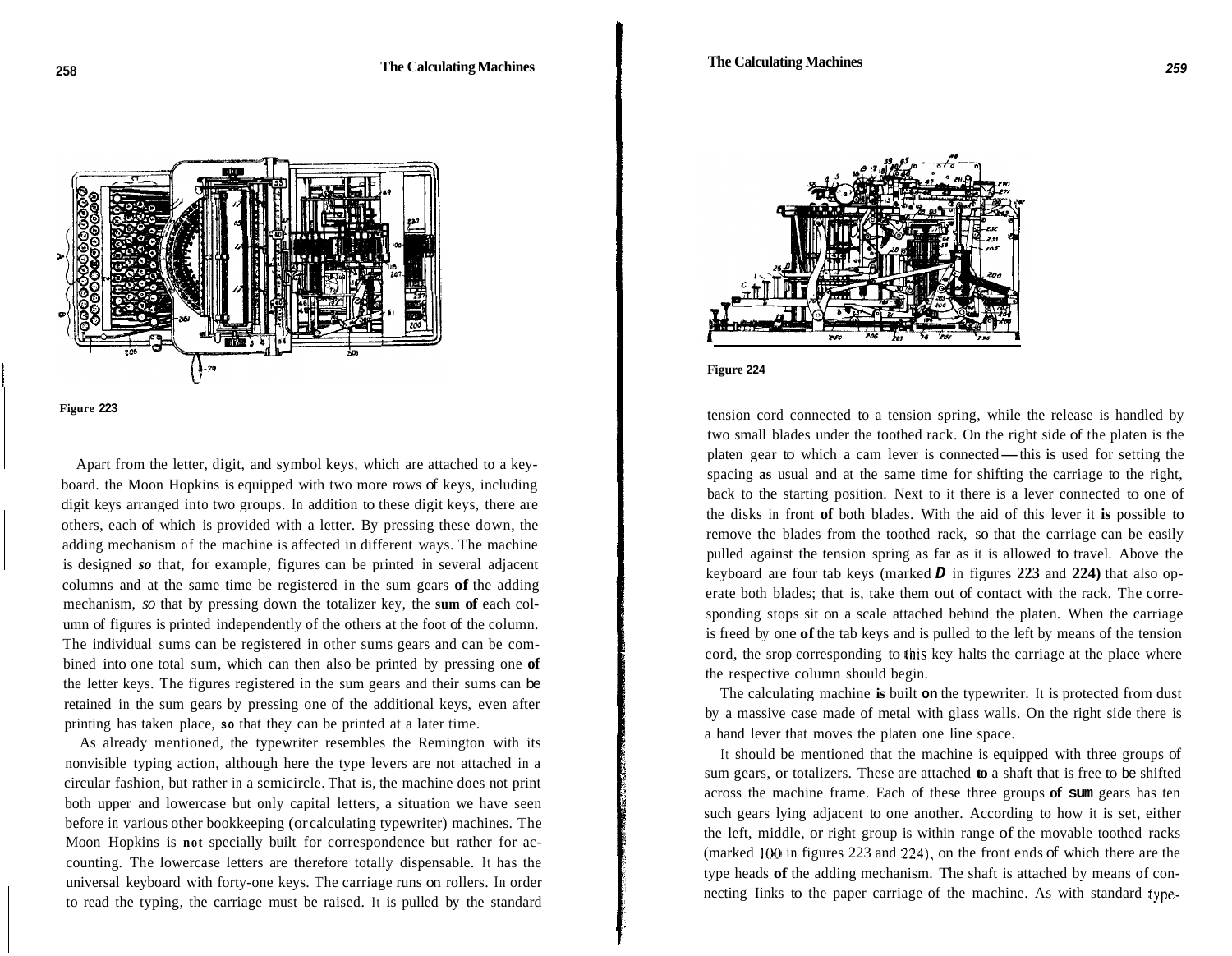Figure 223

Apart from the letter, digit, and symbol keys, which are attached to a keyboard. the Moon Hopkins is equipped with two more rows of keys, including digit keys arranged into two groups. In addition to these digit keys, there are others, each of which is provided with a letter. By pressing these down, the adding mechanism of the machine is affected in different ways. The machine is designed *so* that, for example, figures can be printed in several adjacent columns and at the same time be registered in the sum gears **of** the adding mechanism, *so* that by pressing down the totalizer key, the **sum of** each column of figures is printed independently of the others at the foot of the column. The individual sums can be registered in other sums gears and can be combined into one total sum, which can then also be printed by pressing one **of** the letter keys. The figures registered in the sum gears and their sums can be retained in the sum gears by pressing one of the additional keys, even after printing has taken place, **so** that they can be printed at a later time.

As already mentioned, the typewriter resembles the Remington with its nonvisible typing action, although here the type levers are not attached in a circular fashion, but rather in a semicircle. That is, the machine does not print both upper and lowercase but only capital letters, a situation we have seen before in various other bookkeeping (or calculating typewriter) machines. The Moon Hopkins is **not** specially built for correspondence but rather for accounting. The lowercase letters are therefore totally dispensable. It has the universal keyboard with forty-one keys. The carriage runs on rollers. In order to read the typing, the carriage must be raised. It is pulled by the standard tension cord connected to a tension spring, while the release is handled by two small blades under the toothed rack. On the right side of the platen is the platen gear to which a cam lever is connected—this is used for setting the spacing **as** usual and at the same time for shifting the carriage to the right, back to the starting position. Next to it there is a lever connected to one of the disks in front **of** both blades. With the aid of this lever it **is** possible to remove the blades from the toothed rack, so that the carriage can be easily pulled against the tension spring as far as it is allowed to travel. Above the keyboard are four tab keys (marked ***D*** in figures **223** and **224)** that also operate both blades; that is, take them out of contact with the rack. The corresponding stops sit on a scale attached behind the platen. When the carriage is freed by one **of** the tab keys and is pulled to the left by means of the tension cord, the srop corresponding to this key halts the carriage at the place where the respective column should begin.

Figure 224

The calculating machine **is** built **on** the typewriter. It is protected from dust by a massive case made of metal with glass walls. On the right side there is a hand lever that moves the platen one line space.

It should be mentioned that the machine is equipped with three groups of sum gears, or totalizers. These are attached **to** a shaft that is free to be shifted across the machine frame. Each of these three groups **of sum** gears has ten such gears lying adjacent to one another. According to how it is set, either the left, middle, or right group is within range of the movable toothed racks (marked 100 in figures 223 and 224), on the front ends of which there are the type heads **of** the adding mechanism. The shaft is attached by means of connecting links to the paper carriage of the machine. As with standard type-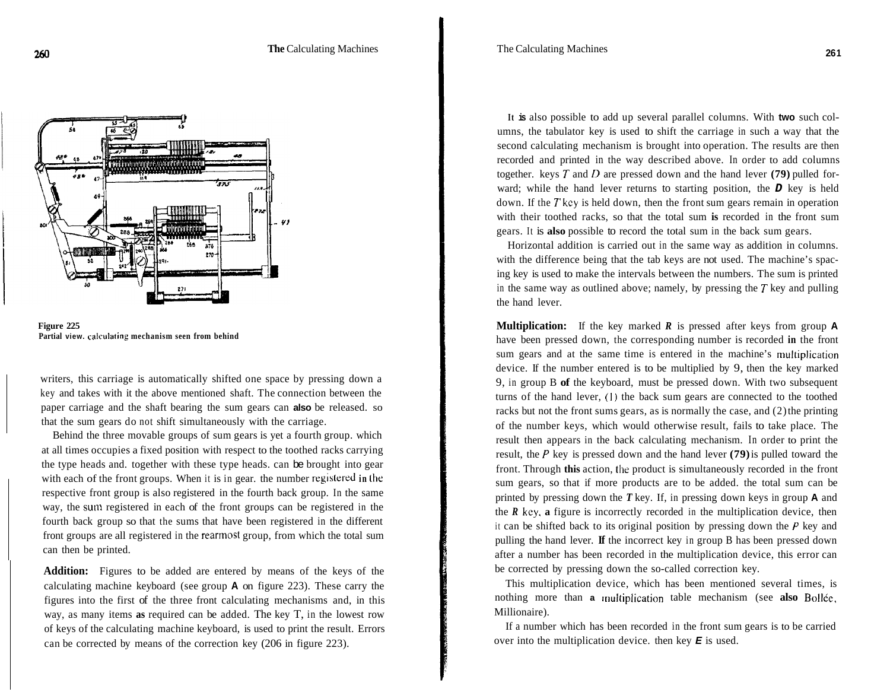Figure 225
**Partial view. calculating mechanism seen from behind**

writers, this carriage is automatically shifted one space by pressing down a key and takes with it the above mentioned shaft. The connection between the paper carriage and the shaft bearing the sum gears can **also** be released. so that the sum gears do not shift simultaneously with the carriage.

Behind the three movable groups of sum gears is yet a fourth group. which at all times occupies a fixed position with respect to the toothed racks carrying the type heads and. together with these type heads. can be brought into gear with each of the front groups. When it is in gear. the number registered in the respective front group is also registered in the fourth back group. In the same way, the sum registered in each of the front groups can be registered in the fourth back group so that the sums that have been registered in the different front groups are all registered in the rearmost group, from which the total sum can then be printed.

**Addition:** Figures to be added are entered by means of the keys of the calculating machine keyboard (see group **A** on figure 223). These carry the figures into the first of the three front calculating mechanisms and, in this way, as many items **as** required can be added. The key T, in the lowest row of keys of the calculating machine keyboard, is used to print the result. Errors can be corrected by means of the correction key (206 in figure 223).

It **is** also possible to add up several parallel columns. With **two** such columns, the tabulator key is used to shift the carriage in such a way that the second calculating mechanism is brought into operation. The results are then recorded and printed in the way described above. In order to add columns together. keys *T* and *D* are pressed down and the hand lever **(79)** pulled forward; while the hand lever returns to starting position, the ***D*** key is held down. If the *T* key is held down, then the front sum gears remain in operation with their toothed racks, so that the total sum **is** recorded in the front sum gears. It is **also** possible to record the total sum in the back sum gears.

Horizontal addition is carried out in the same way as addition in columns. with the difference being that the tab keys are not used. The machine's spacing key is used to make the intervals between the numbers. The sum is printed in the same way as outlined above; namely, by pressing the *T* key and pulling the hand lever.

**Multiplication:** If the key marked ***R*** is pressed after keys from group **A** have been pressed down, the corresponding number is recorded **in** the front sum gears and at the same time is entered in the machine's multiplication device. If the number entered is to be multiplied by 9, then the key marked 9, in group B **of** the keyboard, must be pressed down. With two subsequent turns of the hand lever, (1) the back sum gears are connected to the toothed racks but not the front sums gears, as is normally the case, and (2) the printing of the number keys, which would otherwise result, fails to take place. The result then appears in the back calculating mechanism. In order to print the result, the *P* key is pressed down and the hand lever **(79)** is pulled toward the front. Through **this** action, the product is simultaneously recorded in the front sum gears, so that if more products are to be added. the total sum can be printed by pressing down the ***T*** key. If, in pressing down keys in group **A** and the ***R*** key, **a** figure is incorrectly recorded in the multiplication device, then it can be shifted back to its original position by pressing down the *P* key and pulling the hand lever. **If** the incorrect key in group B has been pressed down after a number has been recorded in the multiplication device, this error can be corrected by pressing down the so-called correction key.

This multiplication device, which has been mentioned several times, is nothing more than **a** multiplication table mechanism (see **also** Bollée, Millionaire).

If a number which has been recorded in the front sum gears is to be carried over into the multiplication device. then key ***E*** is used.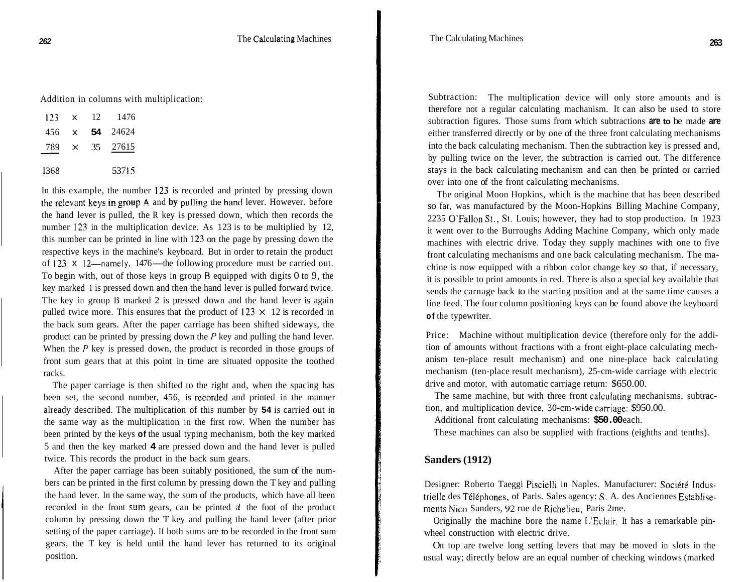Addition in columns with multiplication:

| | | | |
|---|---|---|---|
| 123 | × | 12 | 1476 |
| 456 | × | 54 | 24624 |
| 789 | × | 35 | 27615 |
| 1368 | | | 53715 |

In this example, the number 123 is recorded and printed by pressing down the relevant keys in group A and by pulling the hand lever. However. before the hand lever is pulled, the R key is pressed down, which then records the number 123 in the multiplication device. As 123 is to be multiplied by 12, this number can be printed in line with 123 on the page by pressing down the respective keys in the machine's keyboard. But in order to retain the product of 123 × 12—namely, 1476—the following procedure must be carried out. To begin with, out of those keys in group B equipped with digits 0 to 9, the key marked 1 is pressed down and then the hand lever is pulled forward twice. The key in group B marked 2 is pressed down and the hand lever is again pulled twice more. This ensures that the product of 123 × 12 is recorded in the back sum gears. After the paper carriage has been shifted sideways, the product can be printed by pressing down the *P* key and pulling the hand lever. When the *P* key is pressed down, the product is recorded in those groups of front sum gears that at this point in time are situated opposite the toothed racks.

The paper carriage is then shifted to the right and, when the spacing has been set, the second number, 456, is recorded and printed in the manner already described. The multiplication of this number by 54 is carried out in the same way as the multiplication in the first row. When the number has been printed by the keys of the usual typing mechanism, both the key marked 5 and then the key marked 4 are pressed down and the hand lever is pulled twice. This records the product in the back sum gears.

After the paper carriage has been suitably positioned, the sum of the numbers can be printed in the first column by pressing down the T key and pulling the hand lever. In the same way, the sum of the products, which have all been recorded in the front sum gears, can be printed at the foot of the product column by pressing down the T key and pulling the hand lever (after prior setting of the paper carriage). If both sums are to be recorded in the front sum gears, the T key is held until the hand lever has returned to its original position.

Subtraction: The multiplication device will only store amounts and is therefore not a regular calculating machanism. It can also be used to store subtraction figures. Those sums from which subtractions are to be made are either transferred directly or by one of the three front calculating mechanisms into the back calculating mechanism. Then the subtraction key is pressed and, by pulling twice on the lever, the subtraction is carried out. The difference stays in the back calculating mechanism and can then be printed or carried over into one of the front calculating mechanisms.

The original Moon Hopkins, which is the machine that has been described so far, was manufactured by the Moon-Hopkins Billing Machine Company, 2235 O'Fallon St., St. Louis; however, they had to stop production. In 1923 it went over to the Burroughs Adding Machine Company, which only made machines with electric drive. Today they supply machines with one to five front calculating mechanisms and one back calculating mechanism. The machine is now equipped with a ribbon color change key so that, if necessary, it is possible to print amounts in red. There is also a special key available that sends the carnage back to the starting position and at the same time causes a line feed. The four column positioning keys can be found above the keyboard of the typewriter.

Price: Machine without multiplication device (therefore only for the addition of amounts without fractions with a front eight-place calculating mechanism ten-place result mechanism) and one nine-place back calculating mechanism (ten-place result mechanism), 25-cm-wide carriage with electric drive and motor, with automatic carriage return: $650.00.

The same machine, but with three front calculating mechanisms, subtraction, and multiplication device, 30-cm-wide carriage: $950.00.

Additional front calculating mechanisms: $50.00 each.

These machines can also be supplied with fractions (eighths and tenths).

## Sanders (1912)

Designer: Roberto Taeggi Piscielli in Naples. Manufacturer: Société Industrielle des Téléphones, of Paris. Sales agency: S. A. des Anciennes Establisements Nico Sanders, 92 rue de Richelieu, Paris 2me.

Originally the machine bore the name L'Eclair. It has a remarkable pinwheel construction with electric drive.

On top are twelve long setting levers that may be moved in slots in the usual way; directly below are an equal number of checking windows (marked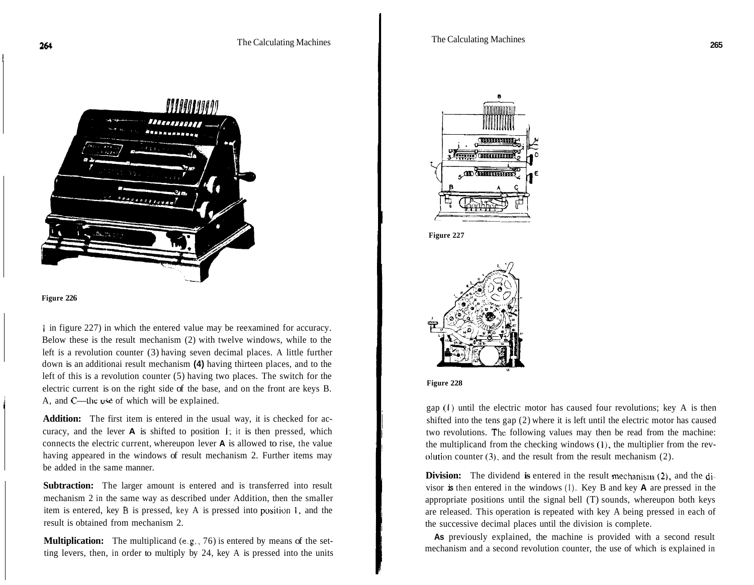Figure 226

1 in figure 227) in which the entered value may be reexamined for accuracy. Below these is the result mechanism (2) with twelve windows, while to the left is a revolution counter (3) having seven decimal places. A little further down is an additionai result mechanism **(4)** having thirteen places, and to the left of this is a revolution counter (5) having two places. The switch for the electric current is on the right side of the base, and on the front are keys B. A, and C—the use of which will be explained.

**Addition:** The first item is entered in the usual way, it is checked for accuracy, and the lever **A** is shifted to position 1; it is then pressed, which connects the electric current, whereupon lever **A** is allowed to rise, the value having appeared in the windows of result mechanism 2. Further items may be added in the same manner.

**Subtraction:** The larger amount is entered and is transferred into result mechanism 2 in the same way as described under Addition, then the smaller item is entered, key B is pressed, key A is pressed into position 1, and the result is obtained from mechanism 2.

**Multiplication:** The multiplicand (e.g., 76) is entered by means of the setting levers, then, in order to multiply by 24, key A is pressed into the units gap (1) until the electric motor has caused four revolutions; key A is then shifted into the tens gap (2) where it is left until the electric motor has caused two revolutions. The following values may then be read from the machine: the multiplicand from the checking windows (1), the multiplier from the revolution counter (3), and the result from the result mechanism (2).

Figure 227

Figure 228

**Division:** The dividend **is** entered in the result mechanism (2), and the divisor **is** then entered in the windows (1). Key B and key **A** are pressed in the appropriate positions until the signal bell (T) sounds, whereupon both keys are released. This operation is repeated with key A being pressed in each of the successive decimal places until the division is complete.

As previously explained, the machine is provided with a second result mechanism and a second revolution counter, the use of which is explained in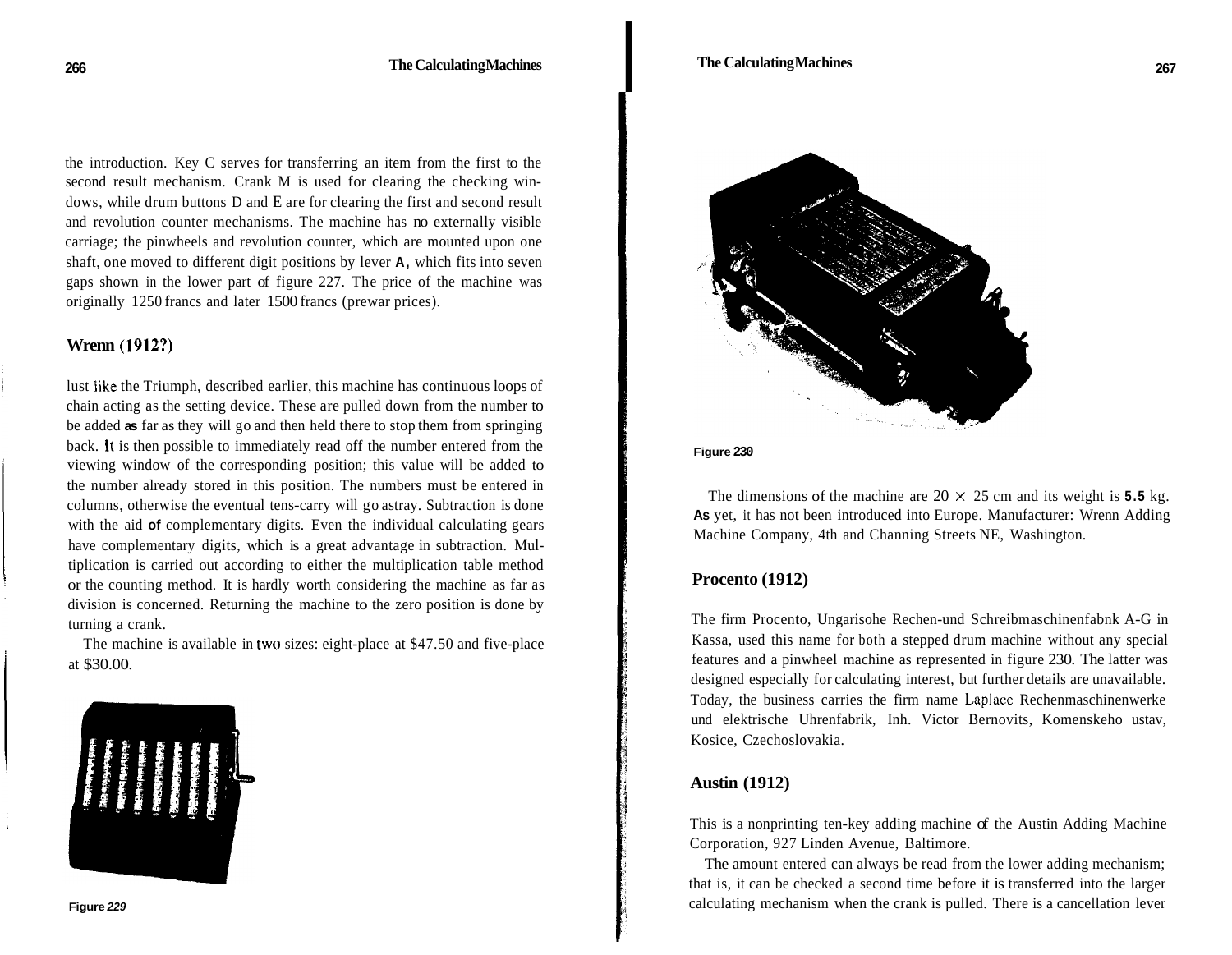the introduction. Key C serves for transferring an item from the first to the second result mechanism. Crank M is used for clearing the checking windows, while drum buttons D and E are for clearing the first and second result and revolution counter mechanisms. The machine has no externally visible carriage; the pinwheels and revolution counter, which are mounted upon one shaft, one moved to different digit positions by lever **A**, which fits into seven gaps shown in the lower part of figure 227. The price of the machine was originally 1250 francs and later 1500 francs (prewar prices).

### Wrenn (1912?)

lust like the Triumph, described earlier, this machine has continuous loops of chain acting as the setting device. These are pulled down from the number to be added as far as they will go and then held there to stop them from springing back. It is then possible to immediately read off the number entered from the viewing window of the corresponding position; this value will be added to the number already stored in this position. The numbers must be entered in columns, otherwise the eventual tens-carry will go astray. Subtraction is done with the aid of complementary digits. Even the individual calculating gears have complementary digits, which is a great advantage in subtraction. Multiplication is carried out according to either the multiplication table method or the counting method. It is hardly worth considering the machine as far as division is concerned. Returning the machine to the zero position is done by turning a crank.

The machine is available in two sizes: eight-place at $47.50 and five-place at $30.00.

Figure 229

Figure 230

The dimensions of the machine are 20 × 25 cm and its weight is 5.5 kg. As yet, it has not been introduced into Europe. Manufacturer: Wrenn Adding Machine Company, 4th and Channing Streets NE, Washington.

### Procento (1912)

The firm Procento, Ungarisohe Rechen-und Schreibmaschinenfabnk A-G in Kassa, used this name for both a stepped drum machine without any special features and a pinwheel machine as represented in figure 230. The latter was designed especially for calculating interest, but further details are unavailable. Today, the business carries the firm name Laplace Rechenmaschinenwerke und elektrische Uhrenfabrik, Inh. Victor Bernovits, Komenskeho ustav, Kosice, Czechoslovakia.

### Austin (1912)

This is a nonprinting ten-key adding machine of the Austin Adding Machine Corporation, 927 Linden Avenue, Baltimore.

The amount entered can always be read from the lower adding mechanism; that is, it can be checked a second time before it is transferred into the larger calculating mechanism when the crank is pulled. There is a cancellation lever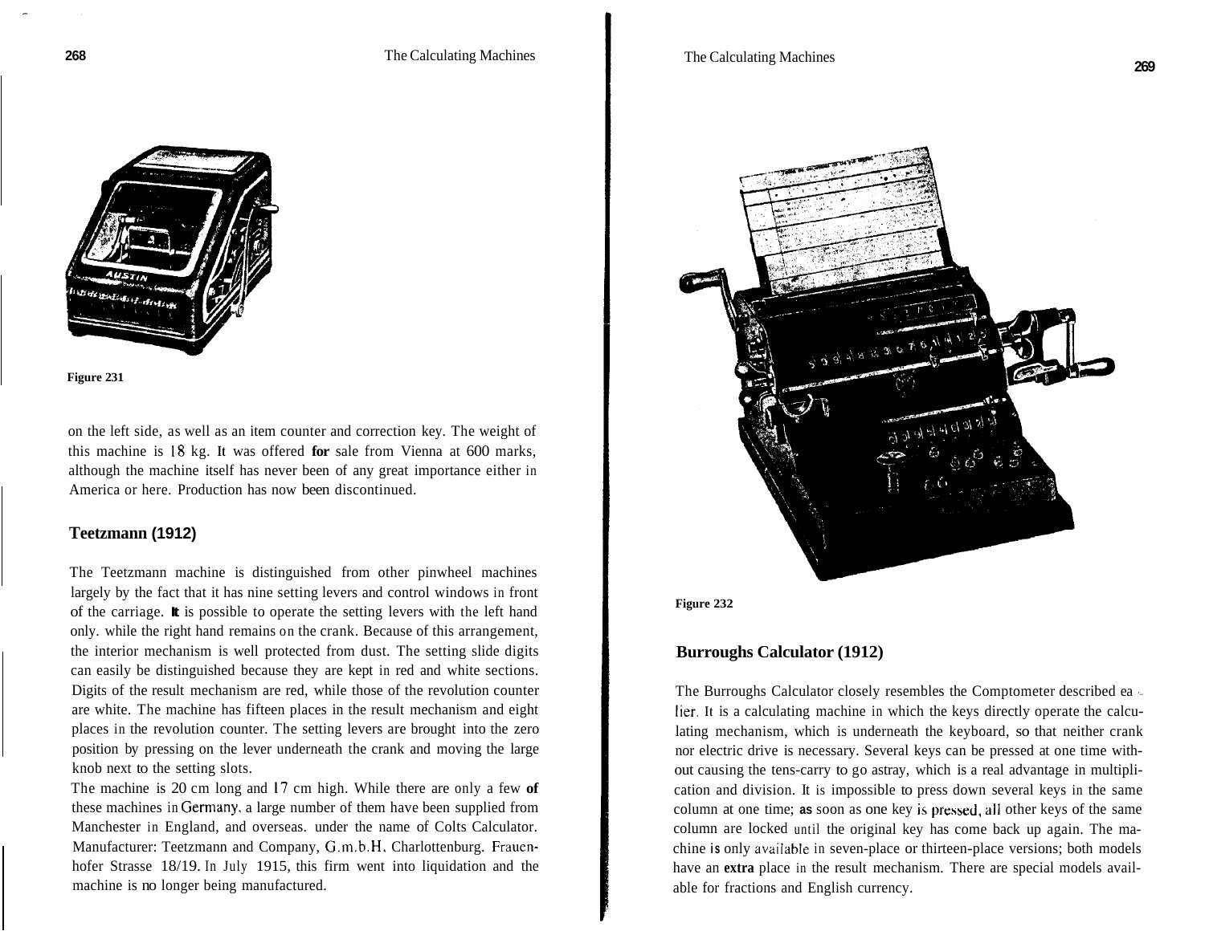Figure 231

on the left side, as well as an item counter and correction key. The weight of this machine is 18 kg. It was offered for sale from Vienna at 600 marks, although the machine itself has never been of any great importance either in America or here. Production has now been discontinued.

### Teetzmann (1912)

The Teetzmann machine is distinguished from other pinwheel machines largely by the fact that it has nine setting levers and control windows in front of the carriage. It is possible to operate the setting levers with the left hand only. while the right hand remains on the crank. Because of this arrangement, the interior mechanism is well protected from dust. The setting slide digits can easily be distinguished because they are kept in red and white sections. Digits of the result mechanism are red, while those of the revolution counter are white. The machine has fifteen places in the result mechanism and eight places in the revolution counter. The setting levers are brought into the zero position by pressing on the lever underneath the crank and moving the large knob next to the setting slots.

The machine is 20 cm long and 17 cm high. While there are only a few of these machines in Germany, a large number of them have been supplied from Manchester in England, and overseas. under the name of Colts Calculator. Manufacturer: Teetzmann and Company, G.m.b.H. Charlottenburg. Frauenhofer Strasse 18/19. In July 1915, this firm went into liquidation and the machine is no longer being manufactured.

Figure 232

### Burroughs Calculator (1912)

The Burroughs Calculator closely resembles the Comptometer described earlier. It is a calculating machine in which the keys directly operate the calculating mechanism, which is underneath the keyboard, so that neither crank nor electric drive is necessary. Several keys can be pressed at one time without causing the tens-carry to go astray, which is a real advantage in multiplication and division. It is impossible to press down several keys in the same column at one time; as soon as one key is pressed, all other keys of the same column are locked until the original key has come back up again. The machine is only available in seven-place or thirteen-place versions; both models have an extra place in the result mechanism. There are special models available for fractions and English currency.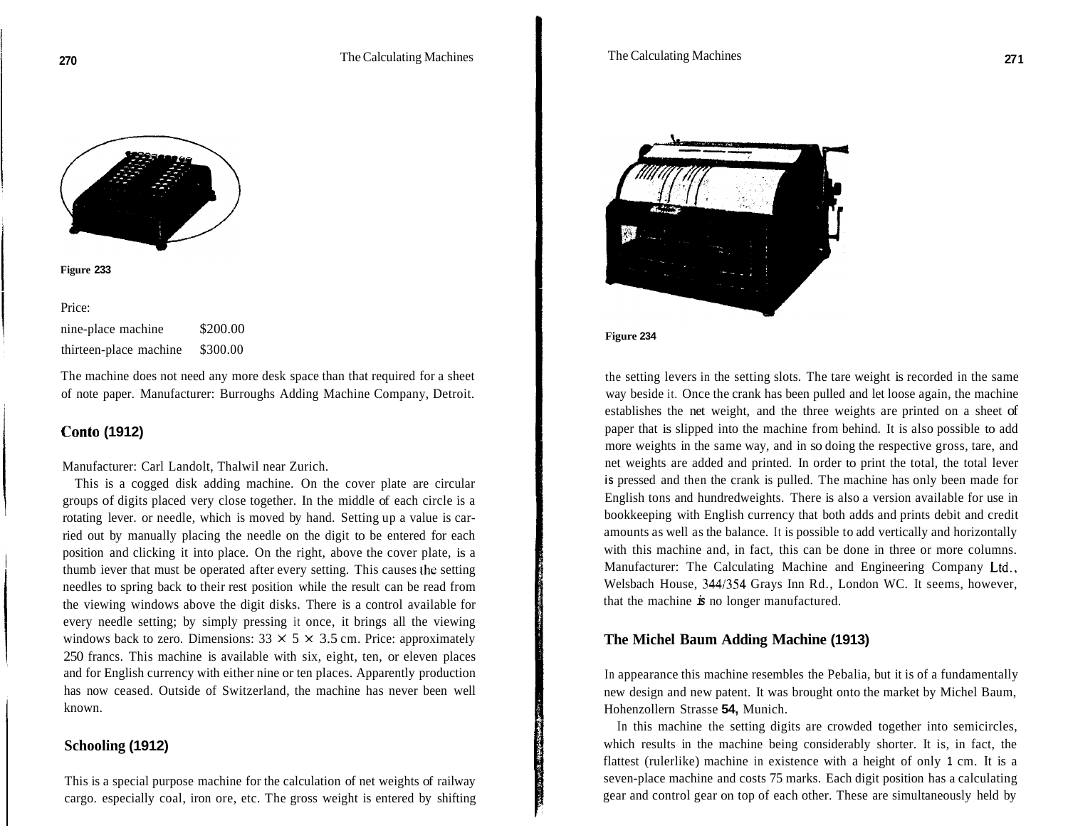Figure 233

Price:

| | |
|---|---|
| nine-place machine | $200.00 |
| thirteen-place machine | $300.00 |

The machine does not need any more desk space than that required for a sheet of note paper. Manufacturer: Burroughs Adding Machine Company, Detroit.

## Conto (1912)

Manufacturer: Carl Landolt, Thalwil near Zurich.

This is a cogged disk adding machine. On the cover plate are circular groups of digits placed very close together. In the middle of each circle is a rotating lever. or needle, which is moved by hand. Setting up a value is carried out by manually placing the needle on the digit to be entered for each position and clicking it into place. On the right, above the cover plate, is a thumb iever that must be operated after every setting. This causes the setting needles to spring back to their rest position while the result can be read from the viewing windows above the digit disks. There is a control available for every needle setting; by simply pressing it once, it brings all the viewing windows back to zero. Dimensions: 33 × 5 × 3.5 cm. Price: approximately 250 francs. This machine is available with six, eight, ten, or eleven places and for English currency with either nine or ten places. Apparently production has now ceased. Outside of Switzerland, the machine has never been well known.

## Schooling (1912)

This is a special purpose machine for the calculation of net weights of railway cargo. especially coal, iron ore, etc. The gross weight is entered by shifting

Figure 234

the setting levers in the setting slots. The tare weight is recorded in the same way beside it. Once the crank has been pulled and let loose again, the machine establishes the net weight, and the three weights are printed on a sheet of paper that is slipped into the machine from behind. It is also possible to add more weights in the same way, and in so doing the respective gross, tare, and net weights are added and printed. In order to print the total, the total lever is pressed and then the crank is pulled. The machine has only been made for English tons and hundredweights. There is also a version available for use in bookkeeping with English currency that both adds and prints debit and credit amounts as well as the balance. It is possible to add vertically and horizontally with this machine and, in fact, this can be done in three or more columns. Manufacturer: The Calculating Machine and Engineering Company Ltd., Welsbach House, 344/354 Grays Inn Rd., London WC. It seems, however, that the machine is no longer manufactured.

## The Michel Baum Adding Machine (1913)

In appearance this machine resembles the Pebalia, but it is of a fundamentally new design and new patent. It was brought onto the market by Michel Baum, Hohenzollern Strasse 54, Munich.

In this machine the setting digits are crowded together into semicircles, which results in the machine being considerably shorter. It is, in fact, the flattest (rulerlike) machine in existence with a height of only 1 cm. It is a seven-place machine and costs 75 marks. Each digit position has a calculating gear and control gear on top of each other. These are simultaneously held by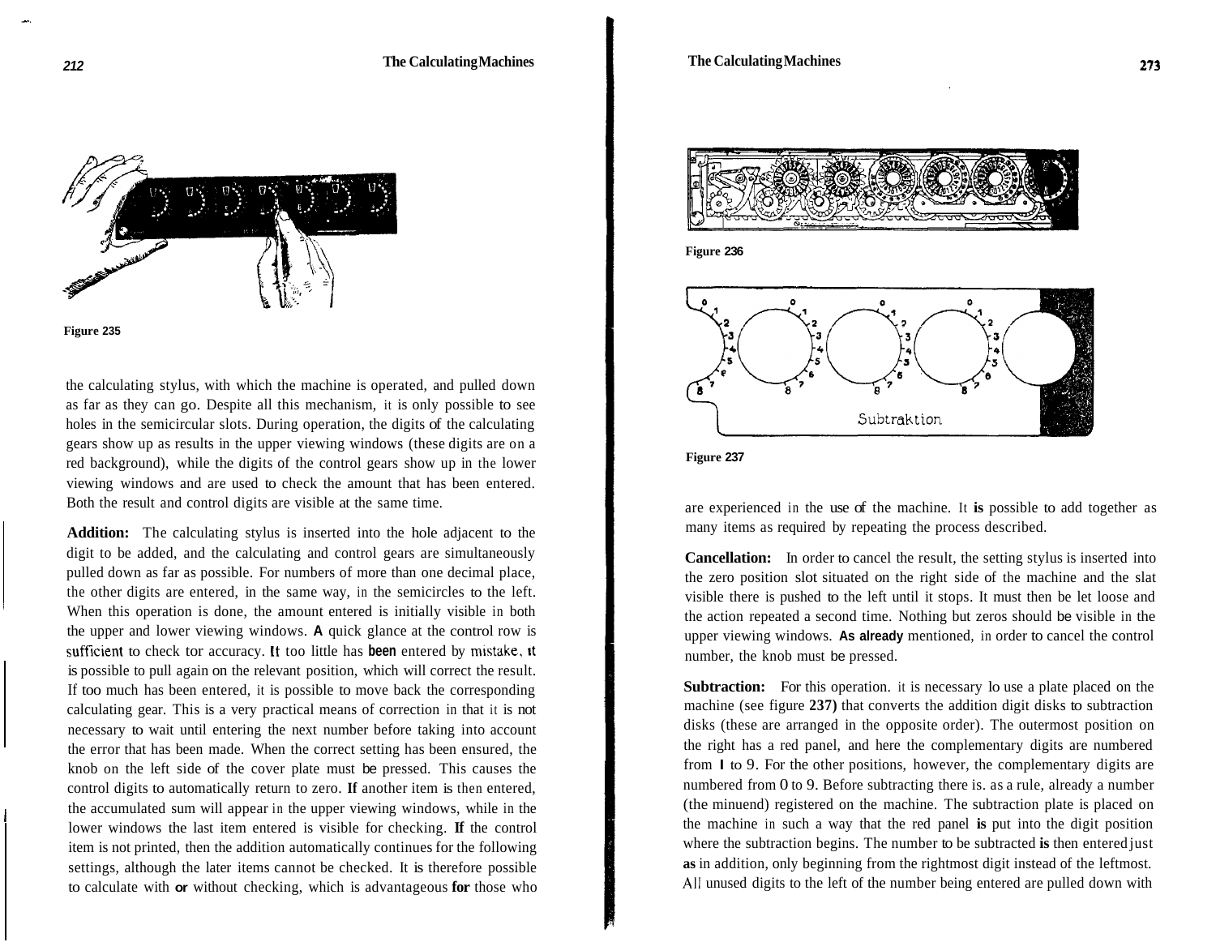Figure 235

the calculating stylus, with which the machine is operated, and pulled down as far as they can go. Despite all this mechanism, it is only possible to see holes in the semicircular slots. During operation, the digits of the calculating gears show up as results in the upper viewing windows (these digits are on a red background), while the digits of the control gears show up in the lower viewing windows and are used to check the amount that has been entered. Both the result and control digits are visible at the same time.

**Addition:** The calculating stylus is inserted into the hole adjacent to the digit to be added, and the calculating and control gears are simultaneously pulled down as far as possible. For numbers of more than one decimal place, the other digits are entered, in the same way, in the semicircles to the left. When this operation is done, the amount entered is initially visible in both the upper and lower viewing windows. A quick glance at the control row is sufficient to check tor accuracy. It too little has been entered by mistake, it is possible to pull again on the relevant position, which will correct the result. If too much has been entered, it is possible to move back the corresponding calculating gear. This is a very practical means of correction in that it is not necessary to wait until entering the next number before taking into account the error that has been made. When the correct setting has been ensured, the knob on the left side of the cover plate must be pressed. This causes the control digits to automatically return to zero. If another item is then entered, the accumulated sum will appear in the upper viewing windows, while in the lower windows the last item entered is visible for checking. If the control item is not printed, then the addition automatically continues for the following settings, although the later items cannot be checked. It is therefore possible to calculate with or without checking, which is advantageous for those who

Figure 236

Figure 237

are experienced in the use of the machine. It is possible to add together as many items as required by repeating the process described.

**Cancellation:** In order to cancel the result, the setting stylus is inserted into the zero position slot situated on the right side of the machine and the slat visible there is pushed to the left until it stops. It must then be let loose and the action repeated a second time. Nothing but zeros should be visible in the upper viewing windows. As already mentioned, in order to cancel the control number, the knob must be pressed.

**Subtraction:** For this operation. it is necessary lo use a plate placed on the machine (see figure 237) that converts the addition digit disks to subtraction disks (these are arranged in the opposite order). The outermost position on the right has a red panel, and here the complementary digits are numbered from I to 9. For the other positions, however, the complementary digits are numbered from 0 to 9. Before subtracting there is. as a rule, already a number (the minuend) registered on the machine. The subtraction plate is placed on the machine in such a way that the red panel is put into the digit position where the subtraction begins. The number to be subtracted is then entered just as in addition, only beginning from the rightmost digit instead of the leftmost. All unused digits to the left of the number being entered are pulled down with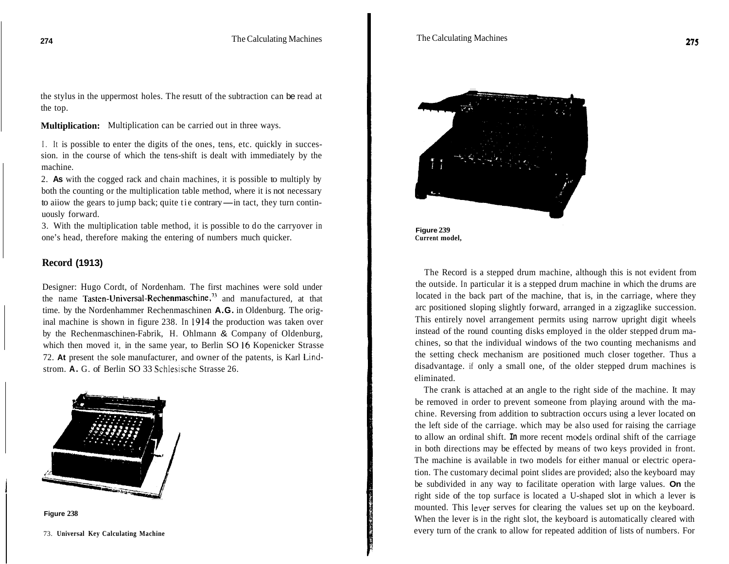the stylus in the uppermost holes. The resutt of the subtraction can be read at the top.

**Multiplication:** Multiplication can be carried out in three ways.

1. It is possible to enter the digits of the ones, tens, etc. quickly in succession. in the course of which the tens-shift is dealt with immediately by the machine.
2. As with the cogged rack and chain machines, it is possible to multiply by both the counting or the multiplication table method, where it is not necessary to aiiow the gears to jump back; quite tie contrary—in tact, they turn continuously forward.
3. With the multiplication table method, it is possible to do the carryover in one's head, therefore making the entering of numbers much quicker.

## Record (1913)

Designer: Hugo Cordt, of Nordenham. The first machines were sold under the name Tasten-Universal-Rechenmaschine,[73] and manufactured, at that time. by the Nordenhammer Rechenmaschinen A.G. in Oldenburg. The original machine is shown in figure 238. In 1914 the production was taken over by the Rechenmaschinen-Fabrik, H. Ohlmann & Company of Oldenburg, which then moved it, in the same year, to Berlin SO 16 Kopenicker Strasse 72. At present the sole manufacturer, and owner of the patents, is Karl Lindstrom. A. G. of Berlin SO 33 Schlesische Strasse 26.

Figure 238

73. Universal Key Calculating Machine

Figure 239
Current model,

The Record is a stepped drum machine, although this is not evident from the outside. In particular it is a stepped drum machine in which the drums are located in the back part of the machine, that is, in the carriage, where they arc positioned sloping slightly forward, arranged in a zigzaglike succession. This entirely novel arrangement permits using narrow upright digit wheels instead of the round counting disks employed in the older stepped drum machines, so that the individual windows of the two counting mechanisms and the setting check mechanism are positioned much closer together. Thus a disadvantage. if only a small one, of the older stepped drum machines is eliminated.

The crank is attached at an angle to the right side of the machine. It may be removed in order to prevent someone from playing around with the machine. Reversing from addition to subtraction occurs using a lever located on the left side of the carriage. which may be also used for raising the carriage to allow an ordinal shift. In more recent models ordinal shift of the carriage in both directions may be effected by means of two keys provided in front. The machine is available in two models for either manual or electric operation. The customary decimal point slides are provided; also the keyboard may be subdivided in any way to facilitate operation with large values. On the right side of the top surface is located a U-shaped slot in which a lever is mounted. This lever serves for clearing the values set up on the keyboard. When the lever is in the right slot, the keyboard is automatically cleared with every turn of the crank to allow for repeated addition of lists of numbers. For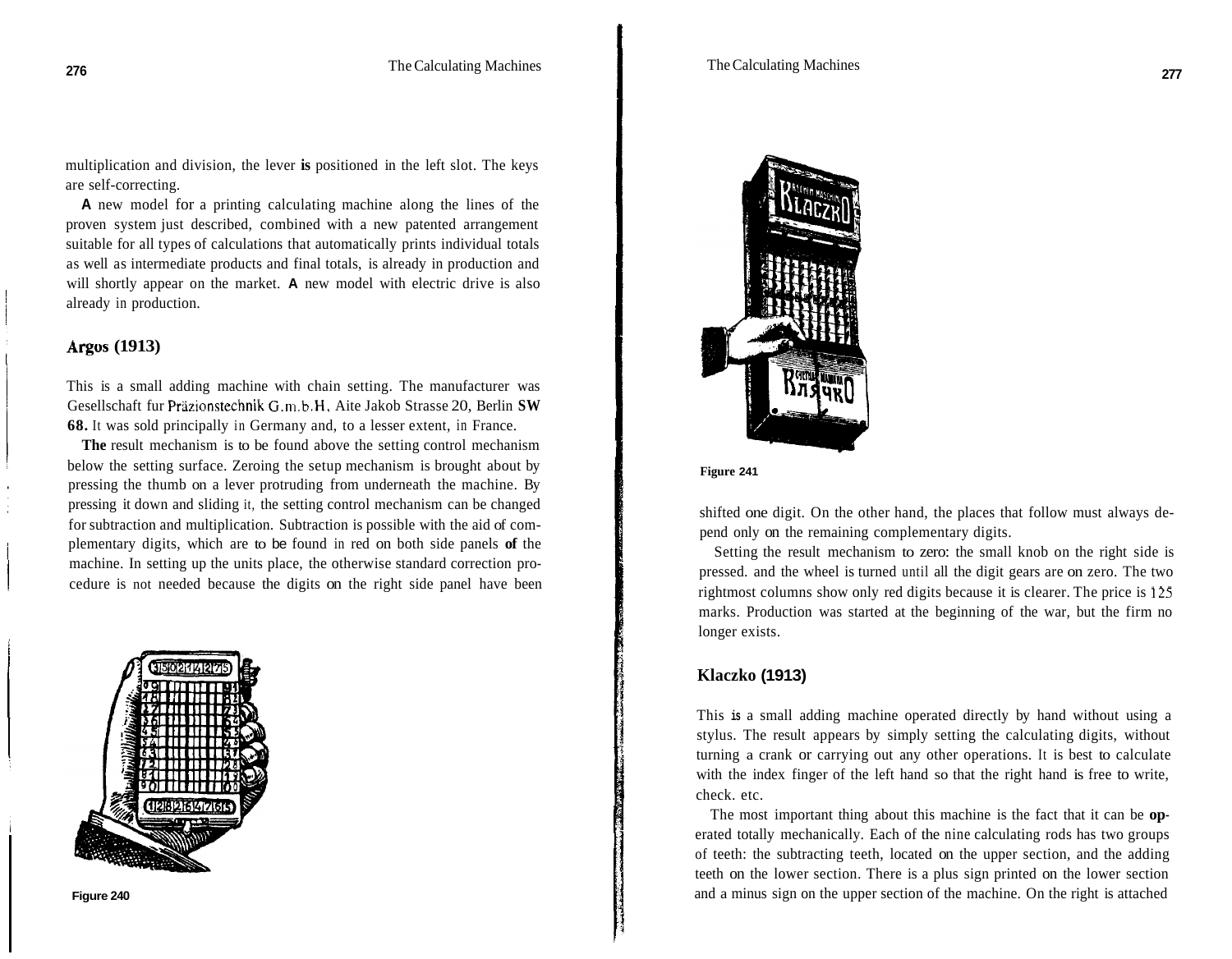multiplication and division, the lever **is** positioned in the left slot. The keys are self-correcting.

A new model for a printing calculating machine along the lines of the proven system just described, combined with a new patented arrangement suitable for all types of calculations that automatically prints individual totals as well as intermediate products and final totals, is already in production and will shortly appear on the market. A new model with electric drive is also already in production.

## Argos (1913)

This is a small adding machine with chain setting. The manufacturer was Gesellschaft fur Präzionstechnik G.m.b.H., Aite Jakob Strasse 20, Berlin **SW 68.** It was sold principally in Germany and, to a lesser extent, in France.

**The** result mechanism is to be found above the setting control mechanism below the setting surface. Zeroing the setup mechanism is brought about by pressing the thumb on a lever protruding from underneath the machine. By pressing it down and sliding it, the setting control mechanism can be changed for subtraction and multiplication. Subtraction is possible with the aid of complementary digits, which are to be found in red on both side panels **of** the machine. In setting up the units place, the otherwise standard correction procedure is not needed because the digits on the right side panel have been shifted one digit. On the other hand, the places that follow must always depend only on the remaining complementary digits.

Figure 240

Figure 241

Setting the result mechanism to zero: the small knob on the right side is pressed. and the wheel is turned until all the digit gears are on zero. The two rightmost columns show only red digits because it is clearer. The price is 125 marks. Production was started at the beginning of the war, but the firm no longer exists.

## Klaczko (1913)

This is a small adding machine operated directly by hand without using a stylus. The result appears by simply setting the calculating digits, without turning a crank or carrying out any other operations. It is best to calculate with the index finger of the left hand so that the right hand is free to write, check. etc.

The most important thing about this machine is the fact that it can be **op**erated totally mechanically. Each of the nine calculating rods has two groups of teeth: the subtracting teeth, located on the upper section, and the adding teeth on the lower section. There is a plus sign printed on the lower section and a minus sign on the upper section of the machine. On the right is attached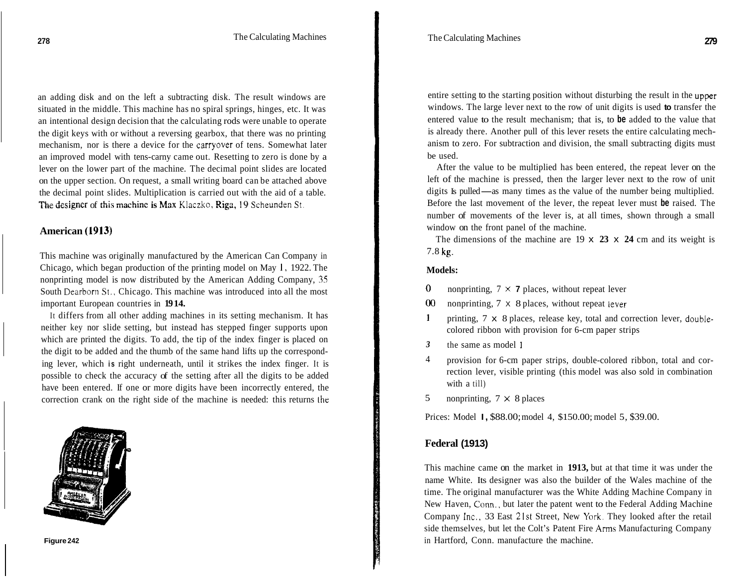an adding disk and on the left a subtracting disk. The result windows are situated in the middle. This machine has no spiral springs, hinges, etc. It was an intentional design decision that the calculating rods were unable to operate the digit keys with or without a reversing gearbox, that there was no printing mechanism, nor is there a device for the carryover of tens. Somewhat later an improved model with tens-carny came out. Resetting to zero is done by a lever on the lower part of the machine. The decimal point slides are located on the upper section. On request, a small writing board can be attached above the decimal point slides. Multiplication is carried out with the aid of a table. The designer of this machine is Max Klaczko, Riga, 19 Scheunden St.

## American (1913)

This machine was originally manufactured by the American Can Company in Chicago, which began production of the printing model on May 1, 1922. The nonprinting model is now distributed by the American Adding Company, 35 South Dearborn St., Chicago. This machine was introduced into all the most important European countries in **1914.**

It differs from all other adding machines in its setting mechanism. It has neither key nor slide setting, but instead has stepped finger supports upon which are printed the digits. To add, the tip of the index finger is placed on the digit to be added and the thumb of the same hand lifts up the corresponding lever, which is right underneath, until it strikes the index finger. It is possible to check the accuracy of the setting after all the digits to be added have been entered. If one or more digits have been incorrectly entered, the correction crank on the right side of the machine is needed: this returns the entire setting to the starting position without disturbing the result in the upper windows. The large lever next to the row of unit digits is used to transfer the entered value to the result mechanism; that is, to be added to the value that is already there. Another pull of this lever resets the entire calculating mechanism to zero. For subtraction and division, the small subtracting digits must be used.

Figure 242

After the value to be multiplied has been entered, the repeat lever on the left of the machine is pressed, then the larger lever next to the row of unit digits is pulled—as many times as the value of the number being multiplied. Before the last movement of the lever, the repeat lever must be raised. The number of movements of the lever is, at all times, shown through a small window on the front panel of the machine.

The dimensions of the machine are 19 × 23 × 24 cm and its weight is 7.8 kg.

**Models:**

- 0 nonprinting, 7 × 7 places, without repeat lever
- 00 nonprinting, 7 × 8 places, without repeat lever
- 1 printing, 7 × 8 places, release key, total and correction lever, double-colored ribbon with provision for 6-cm paper strips
- 3 the same as model 1
- 4 provision for 6-cm paper strips, double-colored ribbon, total and correction lever, visible printing (this model was also sold in combination with a till)
- 5 nonprinting, 7 × 8 places

Prices: Model 1, $88.00; model 4, $150.00; model 5, $39.00.

## Federal (1913)

This machine came on the market in **1913,** but at that time it was under the name White. Its designer was also the builder of the Wales machine of the time. The original manufacturer was the White Adding Machine Company in New Haven, Conn., but later the patent went to the Federal Adding Machine Company Inc., 33 East 21st Street, New York. They looked after the retail side themselves, but let the Colt's Patent Fire Arms Manufacturing Company in Hartford, Conn. manufacture the machine.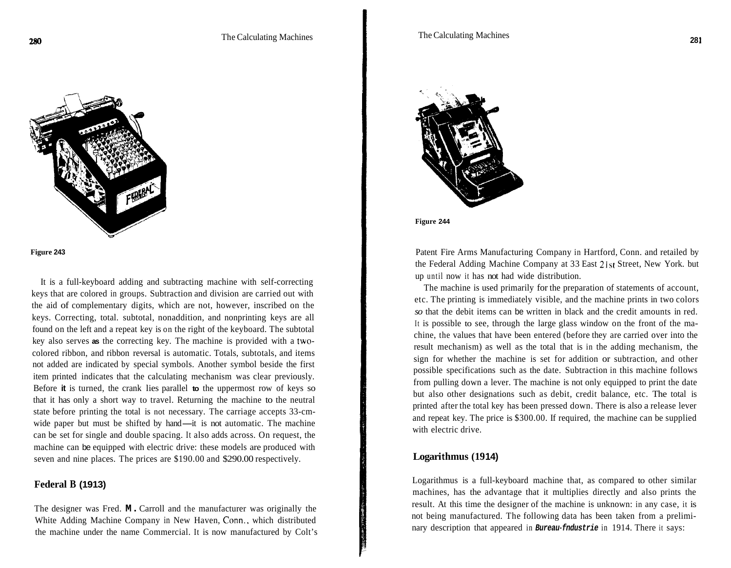Figure 243

It is a full-keyboard adding and subtracting machine with self-correcting keys that are colored in groups. Subtraction and division are carried out with the aid of complementary digits, which are not, however, inscribed on the keys. Correcting, total. subtotal, nonaddition, and nonprinting keys are all found on the left and a repeat key is on the right of the keyboard. The subtotal key also serves as the correcting key. The machine is provided with a two-colored ribbon, and ribbon reversal is automatic. Totals, subtotals, and items not added are indicated by special symbols. Another symbol beside the first item printed indicates that the calculating mechanism was clear previously. Before it is turned, the crank lies parallel to the uppermost row of keys so that it has only a short way to travel. Returning the machine to the neutral state before printing the total is not necessary. The carriage accepts 33-cm-wide paper but must be shifted by hand—it is not automatic. The machine can be set for single and double spacing. It also adds across. On request, the machine can be equipped with electric drive: these models are produced with seven and nine places. The prices are $190.00 and $290.00 respectively.

## Federal B (1913)

The designer was Fred. M. Carroll and the manufacturer was originally the White Adding Machine Company in New Haven, Conn., which distributed the machine under the name Commercial. It is now manufactured by Colt's Patent Fire Arms Manufacturing Company in Hartford, Conn. and retailed by the Federal Adding Machine Company at 33 East 21st Street, New York. but up until now it has not had wide distribution.

Figure 244

The machine is used primarily for the preparation of statements of account, etc. The printing is immediately visible, and the machine prints in two colors so that the debit items can be written in black and the credit amounts in red. It is possible to see, through the large glass window on the front of the machine, the values that have been entered (before they are carried over into the result mechanism) as well as the total that is in the adding mechanism, the sign for whether the machine is set for addition or subtraction, and other possible specifications such as the date. Subtraction in this machine follows from pulling down a lever. The machine is not only equipped to print the date but also other designations such as debit, credit balance, etc. The total is printed after the total key has been pressed down. There is also a release lever and repeat key. The price is $300.00. If required, the machine can be supplied with electric drive.

## Logarithmus (1914)

Logarithmus is a full-keyboard machine that, as compared to other similar machines, has the advantage that it multiplies directly and also prints the result. At this time the designer of the machine is unknown: in any case, it is not being manufactured. The following data has been taken from a preliminary description that appeared in ***Bureau-Industrie*** in 1914. There it says: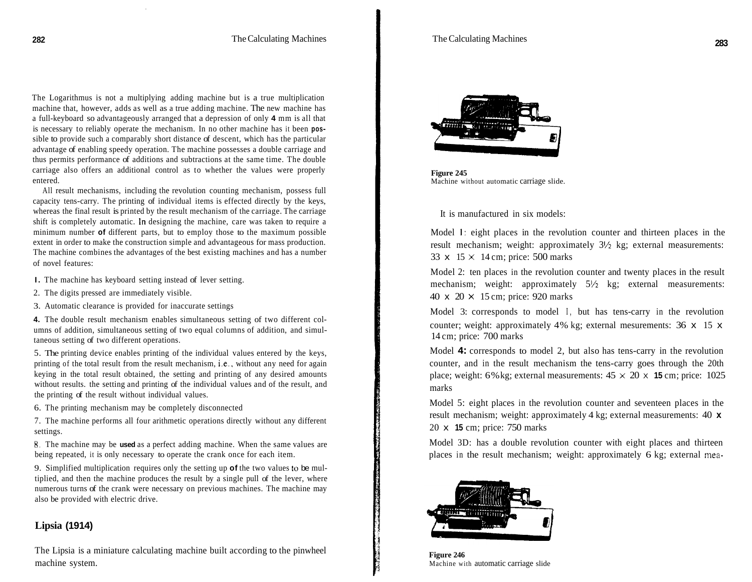The Logarithmus is not a multiplying adding machine but is a true multiplication machine that, however, adds as well as a true adding machine. The new machine has a full-keyboard so advantageously arranged that a depression of only 4 mm is all that is necessary to reliably operate the mechanism. In no other machine has it been possible to provide such a comparably short distance of descent, which has the particular advantage of enabling speedy operation. The machine possesses a double carriage and thus permits performance of additions and subtractions at the same time. The double carriage also offers an additional control as to whether the values were properly entered.

All result mechanisms, including the revolution counting mechanism, possess full capacity tens-carry. The printing of individual items is effected directly by the keys, whereas the final result is printed by the result mechanism of the carriage. The carriage shift is completely automatic. In designing the machine, care was taken to require a minimum number of different parts, but to employ those to the maximum possible extent in order to make the construction simple and advantageous for mass production. The machine combines the advantages of the best existing machines and has a number of novel features:

1. The machine has keyboard setting instead of lever setting.
2. The digits pressed are immediately visible.
3. Automatic clearance is provided for inaccurate settings
4. The double result mechanism enables simultaneous setting of two different columns of addition, simultaneous setting of two equal columns of addition, and simultaneous setting of two different operations.
5. The printing device enables printing of the individual values entered by the keys, printing of the total result from the result mechanism, i.e., without any need for again keying in the total result obtained, the setting and printing of any desired amounts without results. the setting and printing of the individual values and of the result, and the printing of the result without individual values.
6. The printing mechanism may be completely disconnected
7. The machine performs all four arithmetic operations directly without any different settings.
8. The machine may be used as a perfect adding machine. When the same values are being repeated, it is only necessary to operate the crank once for each item.
9. Simplified multiplication requires only the setting up of the two values to be multiplied, and then the machine produces the result by a single pull of the lever, where numerous turns of the crank were necessary on previous machines. The machine may also be provided with electric drive.

## Lipsia (1914)

The Lipsia is a miniature calculating machine built according to the pinwheel machine system.

**Figure 245**
Machine without automatic carriage slide.

It is manufactured in six models:

Model 1: eight places in the revolution counter and thirteen places in the result mechanism; weight: approximately 3½ kg; external measurements: 33 x 15 x 14 cm; price: 500 marks

Model 2: ten places in the revolution counter and twenty places in the result mechanism; weight: approximately 5½ kg; external measurements: 40 x 20 x 15 cm; price: 920 marks

Model 3: corresponds to model 1, but has tens-carry in the revolution counter; weight: approximately 4½ kg; external mesurements: 36 x 15 x 14 cm; price: 700 marks

Model 4: corresponds to model 2, but also has tens-carry in the revolution counter, and in the result mechanism the tens-carry goes through the 20th place; weight: 6½ kg; external measurements: 45 x 20 x 15 cm; price: 1025 marks

Model 5: eight places in the revolution counter and seventeen places in the result mechanism; weight: approximately 4 kg; external measurements: 40 x 20 x 15 cm; price: 750 marks

Model 3D: has a double revolution counter with eight places and thirteen places in the result mechanism; weight: approximately 6 kg; external mea-

**Figure 246**
Machine with automatic carriage slide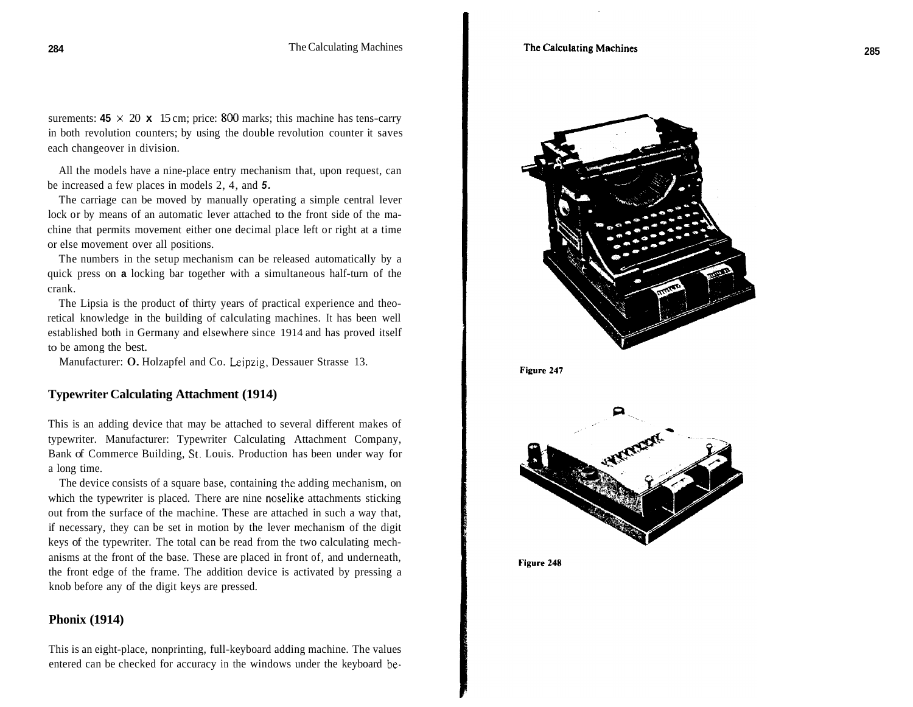surements: 45 × 20 x 15 cm; price: 800 marks; this machine has tens-carry in both revolution counters; by using the double revolution counter it saves each changeover in division.

All the models have a nine-place entry mechanism that, upon request, can be increased a few places in models 2, 4, and 5.

The carriage can be moved by manually operating a simple central lever lock or by means of an automatic lever attached to the front side of the machine that permits movement either one decimal place left or right at a time or else movement over all positions.

The numbers in the setup mechanism can be released automatically by a quick press on a locking bar together with a simultaneous half-turn of the crank.

The Lipsia is the product of thirty years of practical experience and theoretical knowledge in the building of calculating machines. It has been well established both in Germany and elsewhere since 1914 and has proved itself to be among the best.

Manufacturer: O. Holzapfel and Co. Leipzig, Dessauer Strasse 13.

### Typewriter Calculating Attachment (1914)

This is an adding device that may be attached to several different makes of typewriter. Manufacturer: Typewriter Calculating Attachment Company, Bank of Commerce Building, St. Louis. Production has been under way for a long time.

The device consists of a square base, containing the adding mechanism, on which the typewriter is placed. There are nine noselike attachments sticking out from the surface of the machine. These are attached in such a way that, if necessary, they can be set in motion by the lever mechanism of the digit keys of the typewriter. The total can be read from the two calculating mechanisms at the front of the base. These are placed in front of, and underneath, the front edge of the frame. The addition device is activated by pressing a knob before any of the digit keys are pressed.

### Phonix (1914)

This is an eight-place, nonprinting, full-keyboard adding machine. The values entered can be checked for accuracy in the windows under the keyboard be-

Figure 247

Figure 248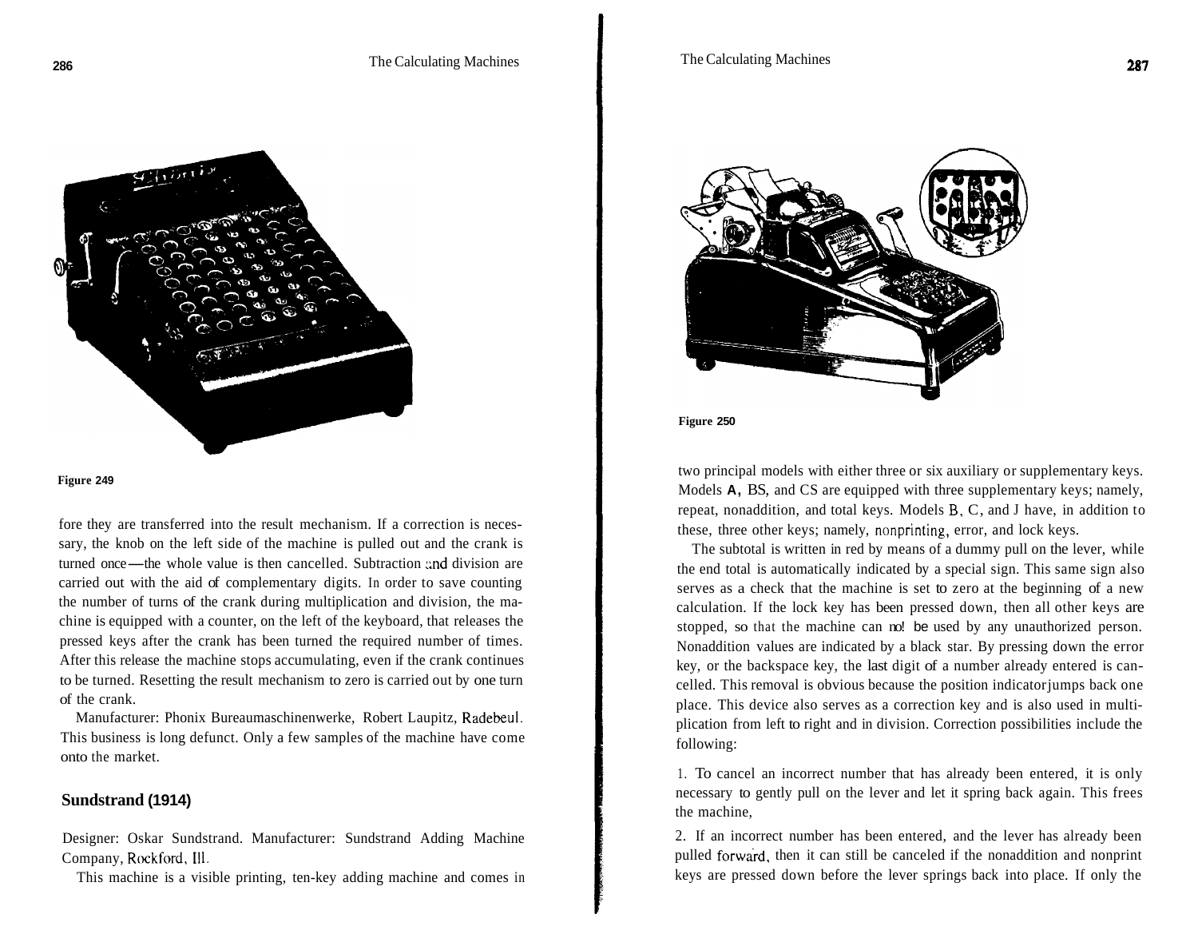Figure 249

fore they are transferred into the result mechanism. If a correction is necessary, the knob on the left side of the machine is pulled out and the crank is turned once—the whole value is then cancelled. Subtraction and division are carried out with the aid of complementary digits. In order to save counting the number of turns of the crank during multiplication and division, the machine is equipped with a counter, on the left of the keyboard, that releases the pressed keys after the crank has been turned the required number of times. After this release the machine stops accumulating, even if the crank continues to be turned. Resetting the result mechanism to zero is carried out by one turn of the crank.

Manufacturer: Phonix Bureaumaschinenwerke, Robert Laupitz, Radebeul. This business is long defunct. Only a few samples of the machine have come onto the market.

## Sundstrand (1914)

Designer: Oskar Sundstrand. Manufacturer: Sundstrand Adding Machine Company, Rockford, Ill.

This machine is a visible printing, ten-key adding machine and comes in two principal models with either three or six auxiliary or supplementary keys. Models A, BS, and CS are equipped with three supplementary keys; namely, repeat, nonaddition, and total keys. Models B, C, and J have, in addition to these, three other keys; namely, nonprinting, error, and lock keys.

Figure 250

The subtotal is written in red by means of a dummy pull on the lever, while the end total is automatically indicated by a special sign. This same sign also serves as a check that the machine is set to zero at the beginning of a new calculation. If the lock key has been pressed down, then all other keys are stopped, so that the machine can no! be used by any unauthorized person. Nonaddition values are indicated by a black star. By pressing down the error key, or the backspace key, the last digit of a number already entered is cancelled. This removal is obvious because the position indicator jumps back one place. This device also serves as a correction key and is also used in multiplication from left to right and in division. Correction possibilities include the following:

1. To cancel an incorrect number that has already been entered, it is only necessary to gently pull on the lever and let it spring back again. This frees the machine,

2. If an incorrect number has been entered, and the lever has already been pulled forward, then it can still be canceled if the nonaddition and nonprint keys are pressed down before the lever springs back into place. If only the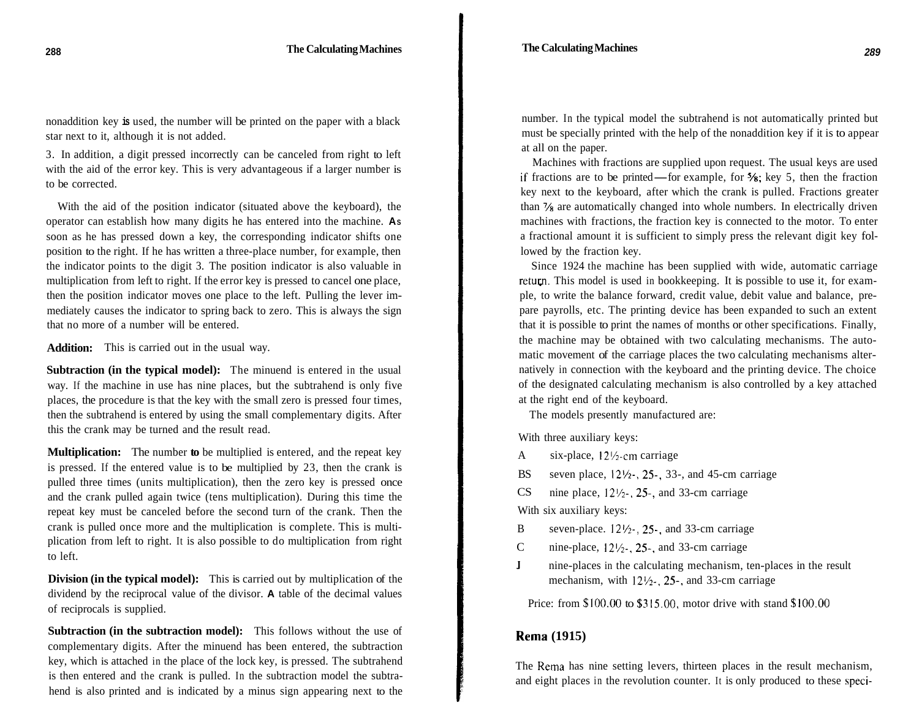nonaddition key is used, the number will be printed on the paper with a black star next to it, although it is not added.

3. In addition, a digit pressed incorrectly can be canceled from right to left with the aid of the error key. This is very advantageous if a larger number is to be corrected.

With the aid of the position indicator (situated above the keyboard), the operator can establish how many digits he has entered into the machine. As soon as he has pressed down a key, the corresponding indicator shifts one position to the right. If he has written a three-place number, for example, then the indicator points to the digit 3. The position indicator is also valuable in multiplication from left to right. If the error key is pressed to cancel one place, then the position indicator moves one place to the left. Pulling the lever immediately causes the indicator to spring back to zero. This is always the sign that no more of a number will be entered.

**Addition:** This is carried out in the usual way.

**Subtraction (in the typical model):** The minuend is entered in the usual way. If the machine in use has nine places, but the subtrahend is only five places, the procedure is that the key with the small zero is pressed four times, then the subtrahend is entered by using the small complementary digits. After this the crank may be turned and the result read.

**Multiplication:** The number to be multiplied is entered, and the repeat key is pressed. If the entered value is to be multiplied by 23, then the crank is pulled three times (units multiplication), then the zero key is pressed once and the crank pulled again twice (tens multiplication). During this time the repeat key must be canceled before the second turn of the crank. Then the crank is pulled once more and the multiplication is complete. This is multiplication from left to right. It is also possible to do multiplication from right to left.

**Division (in the typical model):** This is carried out by multiplication of the dividend by the reciprocal value of the divisor. A table of the decimal values of reciprocals is supplied.

**Subtraction (in the subtraction model):** This follows without the use of complementary digits. After the minuend has been entered, the subtraction key, which is attached in the place of the lock key, is pressed. The subtrahend is then entered and the crank is pulled. In the subtraction model the subtrahend is also printed and is indicated by a minus sign appearing next to the number. In the typical model the subtrahend is not automatically printed but must be specially printed with the help of the nonaddition key if it is to appear at all on the paper.

Machines with fractions are supplied upon request. The usual keys are used if fractions are to be printed—for example, for ⅝; key 5, then the fraction key next to the keyboard, after which the crank is pulled. Fractions greater than ⅞ are automatically changed into whole numbers. In electrically driven machines with fractions, the fraction key is connected to the motor. To enter a fractional amount it is sufficient to simply press the relevant digit key followed by the fraction key.

Since 1924 the machine has been supplied with wide, automatic carriage return. This model is used in bookkeeping. It is possible to use it, for example, to write the balance forward, credit value, debit value and balance, prepare payrolls, etc. The printing device has been expanded to such an extent that it is possible to print the names of months or other specifications. Finally, the machine may be obtained with two calculating mechanisms. The automatic movement of the carriage places the two calculating mechanisms alternatively in connection with the keyboard and the printing device. The choice of the designated calculating mechanism is also controlled by a key attached at the right end of the keyboard.

The models presently manufactured are:

With three auxiliary keys:

- A six-place, 12½-cm carriage
- BS seven place, 12½-, 25-, 33-, and 45-cm carriage
- CS nine place, 12½-, 25-, and 33-cm carriage

With six auxiliary keys:

- B seven-place. 12½-, 25-, and 33-cm carriage
- C nine-place, 12½-, 25-, and 33-cm carriage
- J nine-places in the calculating mechanism, ten-places in the result mechanism, with 12½-, 25-, and 33-cm carriage

Price: from $100.00 to $315.00, motor drive with stand $100.00

## Rema (1915)

The Rema has nine setting levers, thirteen places in the result mechanism, and eight places in the revolution counter. It is only produced to these speci-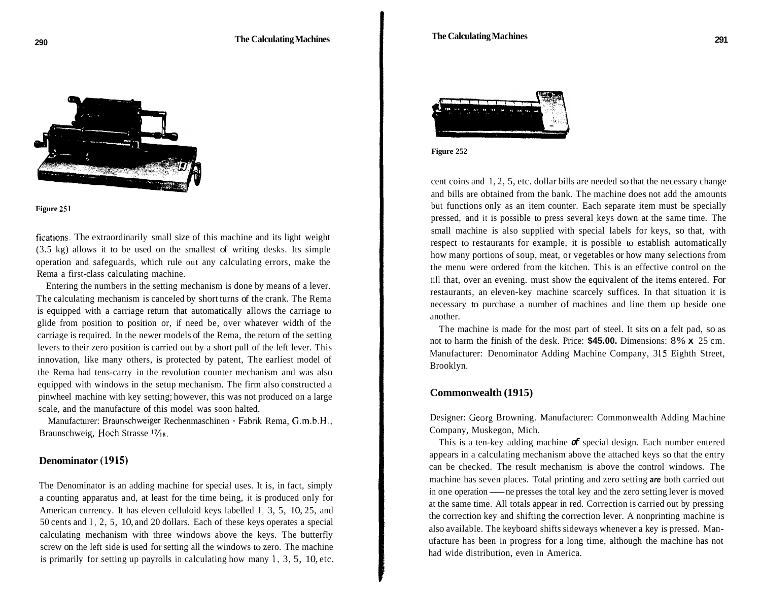Figure 251

fications. The extraordinarily small size of this machine and its light weight (3.5 kg) allows it to be used on the smallest of writing desks. Its simple operation and safeguards, which rule out any calculating errors, make the Rema a first-class calculating machine.

Entering the numbers in the setting mechanism is done by means of a lever. The calculating mechanism is canceled by short turns of the crank. The Rema is equipped with a carriage return that automatically allows the carriage to glide from position to position or, if need be, over whatever width of the carriage is required. In the newer models of the Rema, the return of the setting levers to their zero position is carried out by a short pull of the left lever. This innovation, like many others, is protected by patent, The earliest model of the Rema had tens-carry in the revolution counter mechanism and was also equipped with windows in the setup mechanism. The firm also constructed a pinwheel machine with key setting; however, this was not produced on a large scale, and the manufacture of this model was soon halted.

Manufacturer: Braunschweiger Rechenmaschinen - Fabrik Rema, G.m.b.H., Braunschweig, Hoch Strasse 17/18.

## Denominator (1915)

The Denominator is an adding machine for special uses. It is, in fact, simply a counting apparatus and, at least for the time being, it is produced only for American currency. It has eleven celluloid keys labelled 1, 3, 5, 10, 25, and 50 cents and 1, 2, 5, 10, and 20 dollars. Each of these keys operates a special calculating mechanism with three windows above the keys. The butterfly screw on the left side is used for setting all the windows to zero. The machine is primarily for setting up payrolls in calculating how many 1, 3, 5, 10, etc. cent coins and 1, 2, 5, etc. dollar bills are needed so that the necessary change and bills are obtained from the bank. The machine does not add the amounts but functions only as an item counter. Each separate item must be specially pressed, and it is possible to press several keys down at the same time. The small machine is also supplied with special labels for keys, so that, with respect to restaurants for example, it is possible to establish automatically how many portions of soup, meat, or vegetables or how many selections from the menu were ordered from the kitchen. This is an effective control on the till that, over an evening. must show the equivalent of the items entered. For restaurants, an eleven-key machine scarcely suffices. In that situation it is necessary to purchase a number of machines and line them up beside one another.

Figure 252

The machine is made for the most part of steel. It sits on a felt pad, so as not to harm the finish of the desk. Price: **$45.00.** Dimensions: 8⅞ x 25 cm. Manufacturer: Denominator Adding Machine Company, 315 Eighth Street, Brooklyn.

## Commonwealth (1915)

Designer: Georg Browning. Manufacturer: Commonwealth Adding Machine Company, Muskegon, Mich.

This is a ten-key adding machine *of* special design. Each number entered appears in a calculating mechanism above the attached keys so that the entry can be checked. The result mechanism is above the control windows. The machine has seven places. Total printing and zero setting *are* both carried out in one operation — ne presses the total key and the zero setting lever is moved at the same time. All totals appear in red. Correction is carried out by pressing the correction key and shifting the correction lever. A nonprinting machine is also available. The keyboard shifts sideways whenever a key is pressed. Manufacture has been in progress for a long time, although the machine has not had wide distribution, even in America.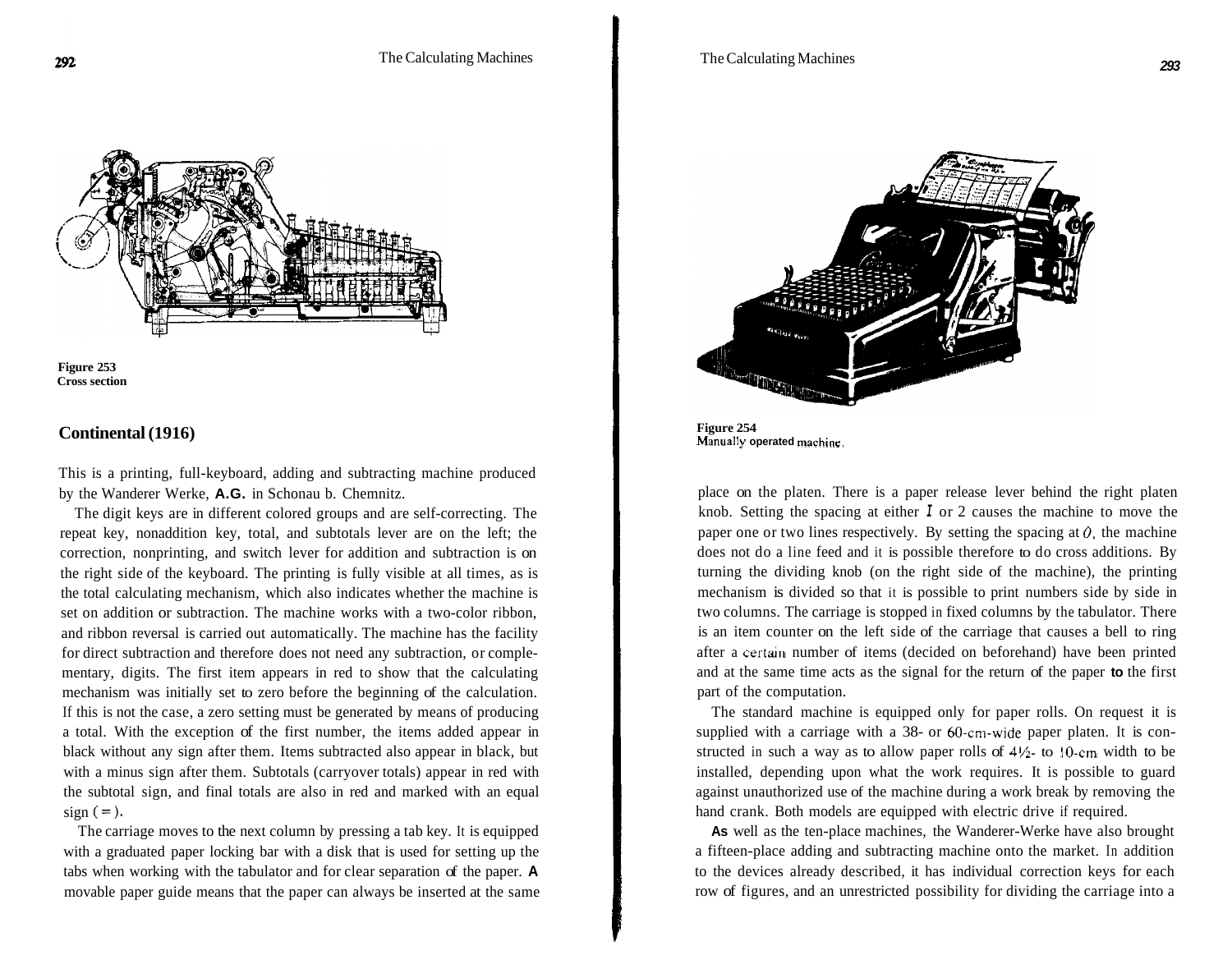Figure 253
Cross section

## Continental (1916)

This is a printing, full-keyboard, adding and subtracting machine produced by the Wanderer Werke, A.G. in Schonau b. Chemnitz.

The digit keys are in different colored groups and are self-correcting. The repeat key, nonaddition key, total, and subtotals lever are on the left; the correction, nonprinting, and switch lever for addition and subtraction is on the right side of the keyboard. The printing is fully visible at all times, as is the total calculating mechanism, which also indicates whether the machine is set on addition or subtraction. The machine works with a two-color ribbon, and ribbon reversal is carried out automatically. The machine has the facility for direct subtraction and therefore does not need any subtraction, or complementary, digits. The first item appears in red to show that the calculating mechanism was initially set to zero before the beginning of the calculation. If this is not the case, a zero setting must be generated by means of producing a total. With the exception of the first number, the items added appear in black without any sign after them. Items subtracted also appear in black, but with a minus sign after them. Subtotals (carryover totals) appear in red with the subtotal sign, and final totals are also in red and marked with an equal sign (=).

The carriage moves to the next column by pressing a tab key. It is equipped with a graduated paper locking bar with a disk that is used for setting up the tabs when working with the tabulator and for clear separation of the paper. A movable paper guide means that the paper can always be inserted at the same place on the platen. There is a paper release lever behind the right platen knob. Setting the spacing at either *1* or 2 causes the machine to move the paper one or two lines respectively. By setting the spacing at *0*, the machine does not do a line feed and it is possible therefore to do cross additions. By turning the dividing knob (on the right side of the machine), the printing mechanism is divided so that it is possible to print numbers side by side in two columns. The carriage is stopped in fixed columns by the tabulator. There is an item counter on the left side of the carriage that causes a bell to ring after a certain number of items (decided on beforehand) have been printed and at the same time acts as the signal for the return of the paper to the first part of the computation.

Figure 254
Manually operated machine.

The standard machine is equipped only for paper rolls. On request it is supplied with a carriage with a 38- or 60-cm-wide paper platen. It is constructed in such a way as to allow paper rolls of 4½- to 10-cm width to be installed, depending upon what the work requires. It is possible to guard against unauthorized use of the machine during a work break by removing the hand crank. Both models are equipped with electric drive if required.

As well as the ten-place machines, the Wanderer-Werke have also brought a fifteen-place adding and subtracting machine onto the market. In addition to the devices already described, it has individual correction keys for each row of figures, and an unrestricted possibility for dividing the carriage into a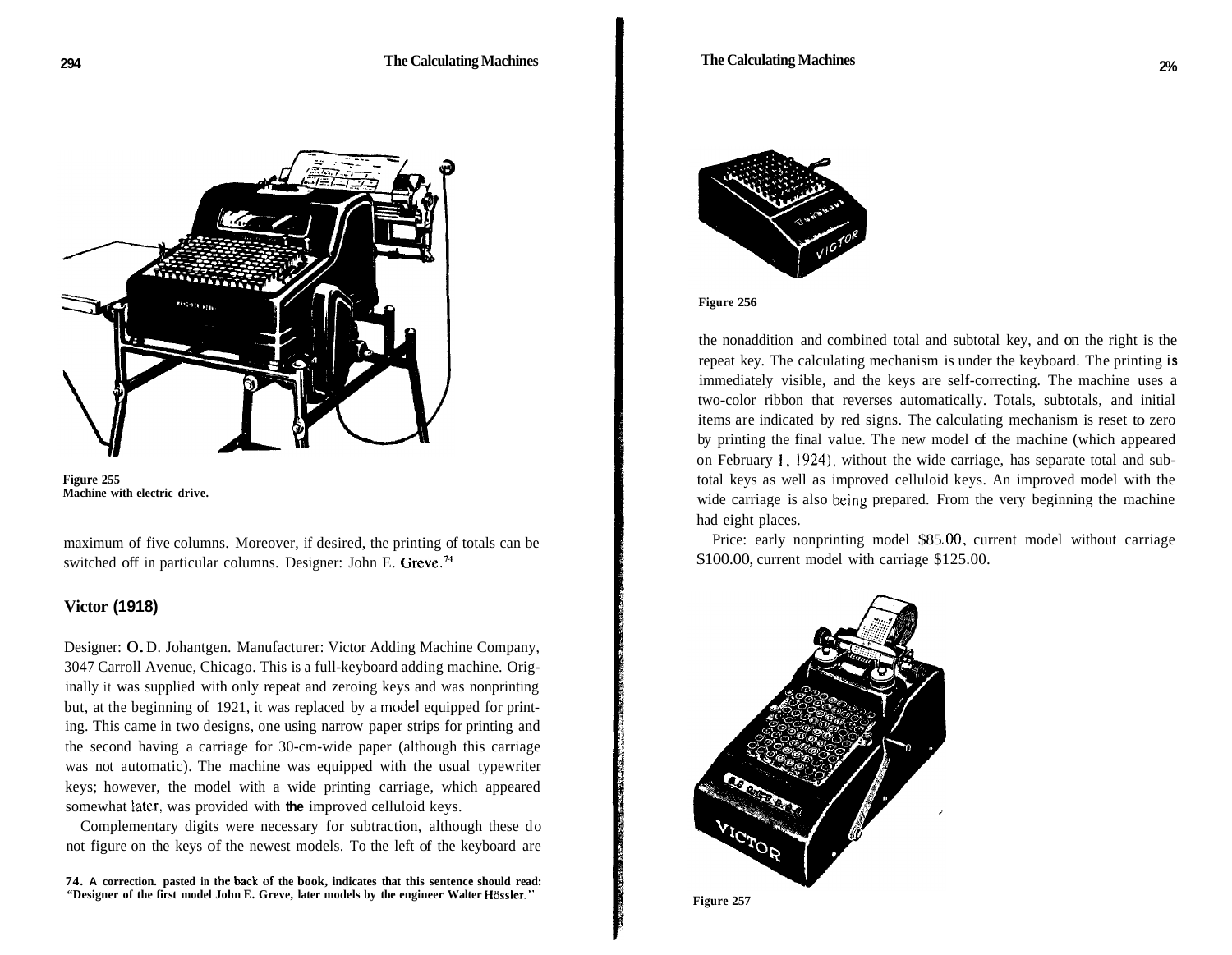Figure 255
Machine with electric drive.

maximum of five columns. Moreover, if desired, the printing of totals can be switched off in particular columns. Designer: John E. Greve.[74]

### Victor (1918)

Designer: O. D. Johantgen. Manufacturer: Victor Adding Machine Company, 3047 Carroll Avenue, Chicago. This is a full-keyboard adding machine. Originally it was supplied with only repeat and zeroing keys and was nonprinting but, at the beginning of 1921, it was replaced by a model equipped for printing. This came in two designs, one using narrow paper strips for printing and the second having a carriage for 30-cm-wide paper (although this carriage was not automatic). The machine was equipped with the usual typewriter keys; however, the model with a wide printing carriage, which appeared somewhat later, was provided with the improved celluloid keys.

Complementary digits were necessary for subtraction, although these do not figure on the keys of the newest models. To the left of the keyboard are the nonaddition and combined total and subtotal key, and on the right is the repeat key. The calculating mechanism is under the keyboard. The printing is immediately visible, and the keys are self-correcting. The machine uses a two-color ribbon that reverses automatically. Totals, subtotals, and initial items are indicated by red signs. The calculating mechanism is reset to zero by printing the final value. The new model of the machine (which appeared on February 1, 1924), without the wide carriage, has separate total and subtotal keys as well as improved celluloid keys. An improved model with the wide carriage is also being prepared. From the very beginning the machine had eight places.

Price: early nonprinting model $85.00, current model without carriage $100.00, current model with carriage $125.00.

Figure 256

Figure 257

74. A correction, pasted in the back of the book, indicates that this sentence should read: "Designer of the first model John E. Greve, later models by the engineer Walter Hössler."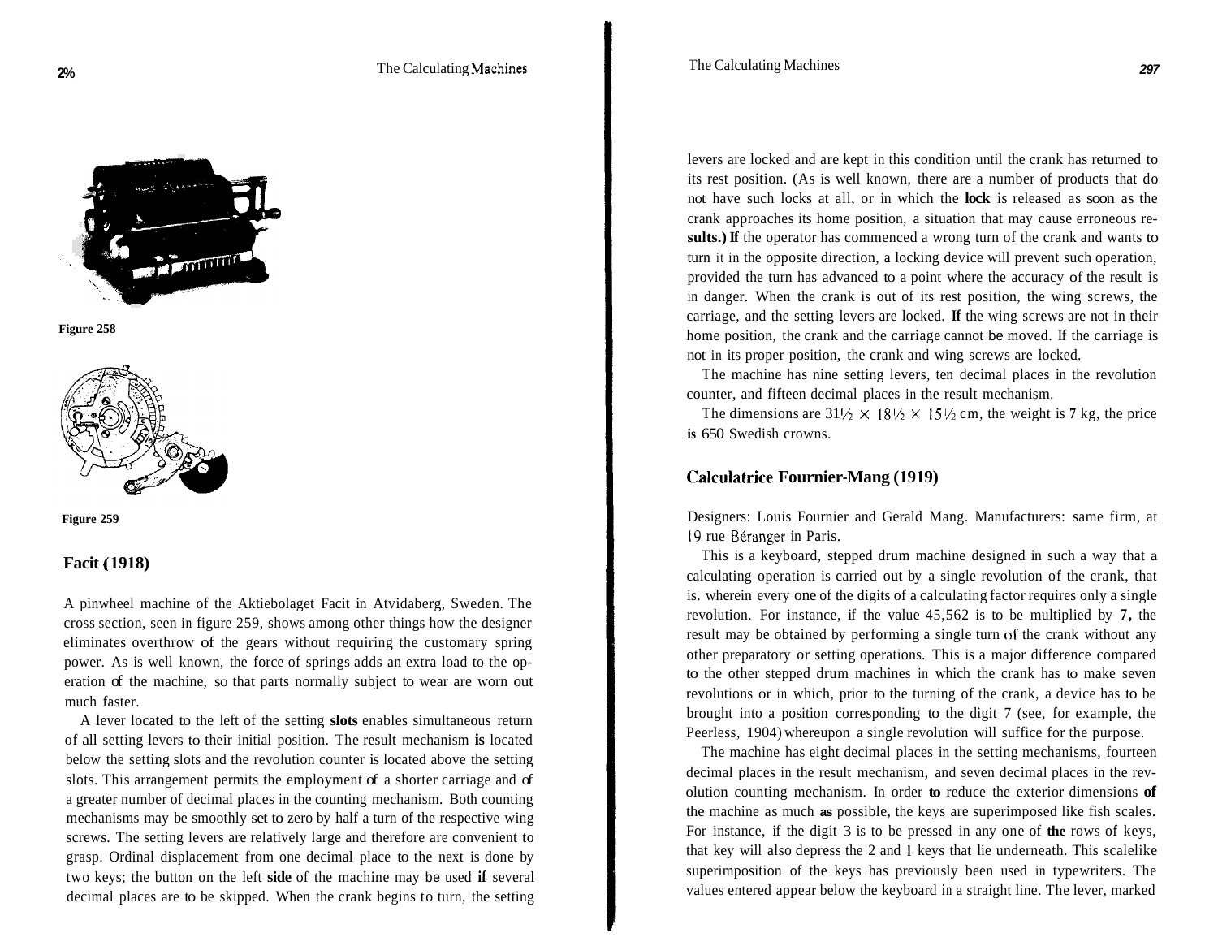Figure 258

Figure 259

## Facit (1918)

A pinwheel machine of the Aktiebolaget Facit in Atvidaberg, Sweden. The cross section, seen in figure 259, shows among other things how the designer eliminates overthrow of the gears without requiring the customary spring power. As is well known, the force of springs adds an extra load to the operation of the machine, so that parts normally subject to wear are worn out much faster.

A lever located to the left of the setting slots enables simultaneous return of all setting levers to their initial position. The result mechanism is located below the setting slots and the revolution counter is located above the setting slots. This arrangement permits the employment of a shorter carriage and of a greater number of decimal places in the counting mechanism. Both counting mechanisms may be smoothly set to zero by half a turn of the respective wing screws. The setting levers are relatively large and therefore are convenient to grasp. Ordinal displacement from one decimal place to the next is done by two keys; the button on the left side of the machine may be used if several decimal places are to be skipped. When the crank begins to turn, the setting levers are locked and are kept in this condition until the crank has returned to its rest position. (As is well known, there are a number of products that do not have such locks at all, or in which the lock is released as soon as the crank approaches its home position, a situation that may cause erroneous results.) If the operator has commenced a wrong turn of the crank and wants to turn it in the opposite direction, a locking device will prevent such operation, provided the turn has advanced to a point where the accuracy of the result is in danger. When the crank is out of its rest position, the wing screws, the carriage, and the setting levers are locked. If the wing screws are not in their home position, the crank and the carriage cannot be moved. If the carriage is not in its proper position, the crank and wing screws are locked.

The machine has nine setting levers, ten decimal places in the revolution counter, and fifteen decimal places in the result mechanism.

The dimensions are 31½ × 18½ × 15½ cm, the weight is 7 kg, the price is 650 Swedish crowns.

## Calculatrice Fournier-Mang (1919)

Designers: Louis Fournier and Gerald Mang. Manufacturers: same firm, at 19 rue Béranger in Paris.

This is a keyboard, stepped drum machine designed in such a way that a calculating operation is carried out by a single revolution of the crank, that is. wherein every one of the digits of a calculating factor requires only a single revolution. For instance, if the value 45,562 is to be multiplied by 7, the result may be obtained by performing a single turn of the crank without any other preparatory or setting operations. This is a major difference compared to the other stepped drum machines in which the crank has to make seven revolutions or in which, prior to the turning of the crank, a device has to be brought into a position corresponding to the digit 7 (see, for example, the Peerless, 1904) whereupon a single revolution will suffice for the purpose.

The machine has eight decimal places in the setting mechanisms, fourteen decimal places in the result mechanism, and seven decimal places in the revolution counting mechanism. In order to reduce the exterior dimensions of the machine as much as possible, the keys are superimposed like fish scales. For instance, if the digit 3 is to be pressed in any one of the rows of keys, that key will also depress the 2 and 1 keys that lie underneath. This scalelike superimposition of the keys has previously been used in typewriters. The values entered appear below the keyboard in a straight line. The lever, marked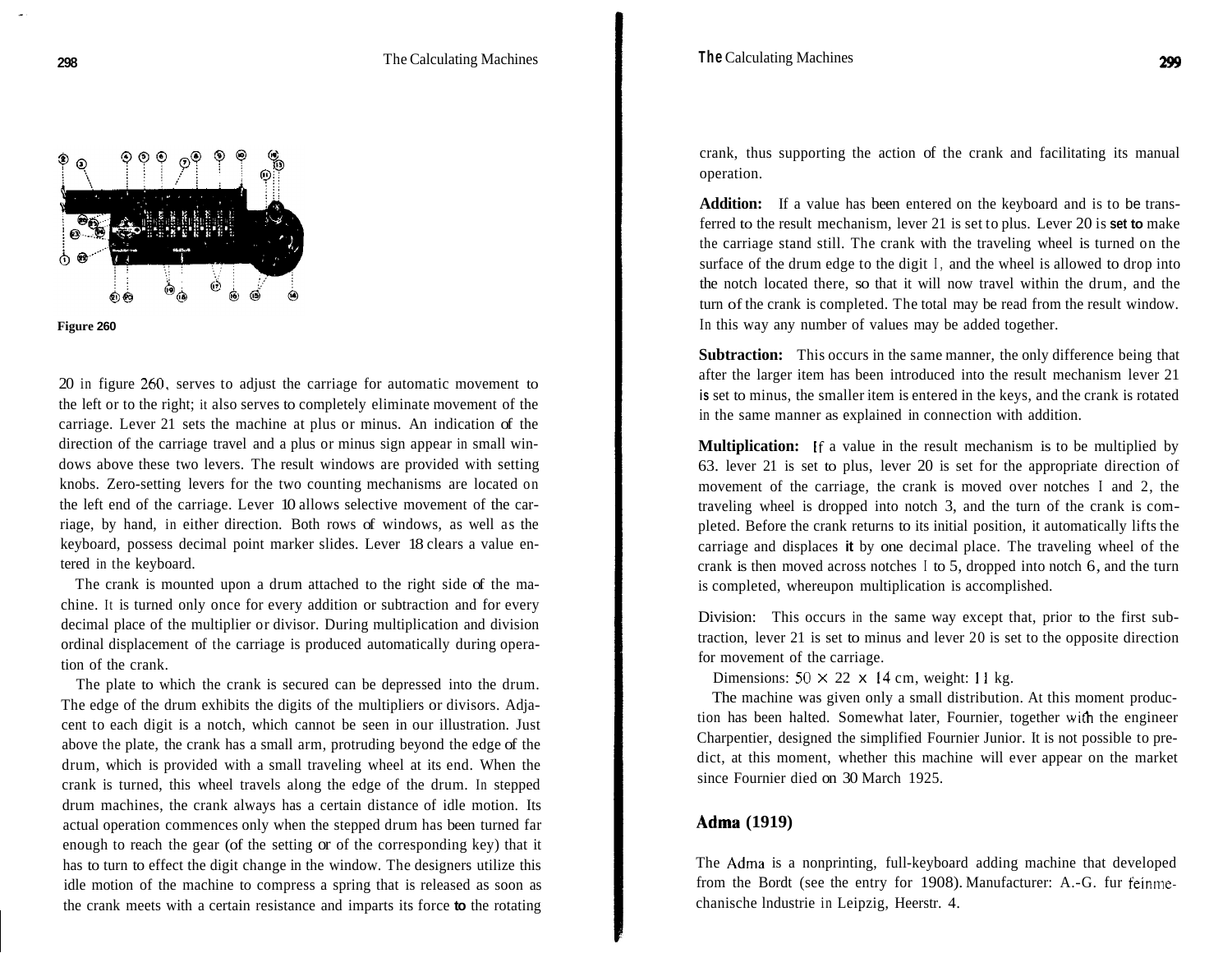Figure 260

20 in figure 260, serves to adjust the carriage for automatic movement to the left or to the right; it also serves to completely eliminate movement of the carriage. Lever 21 sets the machine at plus or minus. An indication of the direction of the carriage travel and a plus or minus sign appear in small windows above these two levers. The result windows are provided with setting knobs. Zero-setting levers for the two counting mechanisms are located on the left end of the carriage. Lever 10 allows selective movement of the carriage, by hand, in either direction. Both rows of windows, as well as the keyboard, possess decimal point marker slides. Lever 18 clears a value entered in the keyboard.

The crank is mounted upon a drum attached to the right side of the machine. It is turned only once for every addition or subtraction and for every decimal place of the multiplier or divisor. During multiplication and division ordinal displacement of the carriage is produced automatically during operation of the crank.

The plate to which the crank is secured can be depressed into the drum. The edge of the drum exhibits the digits of the multipliers or divisors. Adjacent to each digit is a notch, which cannot be seen in our illustration. Just above the plate, the crank has a small arm, protruding beyond the edge of the drum, which is provided with a small traveling wheel at its end. When the crank is turned, this wheel travels along the edge of the drum. In stepped drum machines, the crank always has a certain distance of idle motion. Its actual operation commences only when the stepped drum has been turned far enough to reach the gear (of the setting or of the corresponding key) that it has to turn to effect the digit change in the window. The designers utilize this idle motion of the machine to compress a spring that is released as soon as the crank meets with a certain resistance and imparts its force to the rotating crank, thus supporting the action of the crank and facilitating its manual operation.

**Addition:** If a value has been entered on the keyboard and is to be transferred to the result mechanism, lever 21 is set to plus. Lever 20 is set to make the carriage stand still. The crank with the traveling wheel is turned on the surface of the drum edge to the digit 1, and the wheel is allowed to drop into the notch located there, so that it will now travel within the drum, and the turn of the crank is completed. The total may be read from the result window. In this way any number of values may be added together.

**Subtraction:** This occurs in the same manner, the only difference being that after the larger item has been introduced into the result mechanism lever 21 is set to minus, the smaller item is entered in the keys, and the crank is rotated in the same manner as explained in connection with addition.

**Multiplication:** If a value in the result mechanism is to be multiplied by 63. lever 21 is set to plus, lever 20 is set for the appropriate direction of movement of the carriage, the crank is moved over notches 1 and 2, the traveling wheel is dropped into notch 3, and the turn of the crank is completed. Before the crank returns to its initial position, it automatically lifts the carriage and displaces it by one decimal place. The traveling wheel of the crank is then moved across notches 1 to 5, dropped into notch 6, and the turn is completed, whereupon multiplication is accomplished.

Division: This occurs in the same way except that, prior to the first subtraction, lever 21 is set to minus and lever 20 is set to the opposite direction for movement of the carriage.

Dimensions: $50 \times 22 \times 14$ cm, weight: 11 kg.

The machine was given only a small distribution. At this moment production has been halted. Somewhat later, Fournier, together with the engineer Charpentier, designed the simplified Fournier Junior. It is not possible to predict, at this moment, whether this machine will ever appear on the market since Fournier died on 30 March 1925.

## Adma (1919)

The Adma is a nonprinting, full-keyboard adding machine that developed from the Bordt (see the entry for 1908). Manufacturer: A.-G. fur feinmechanische Industrie in Leipzig, Heerstr. 4.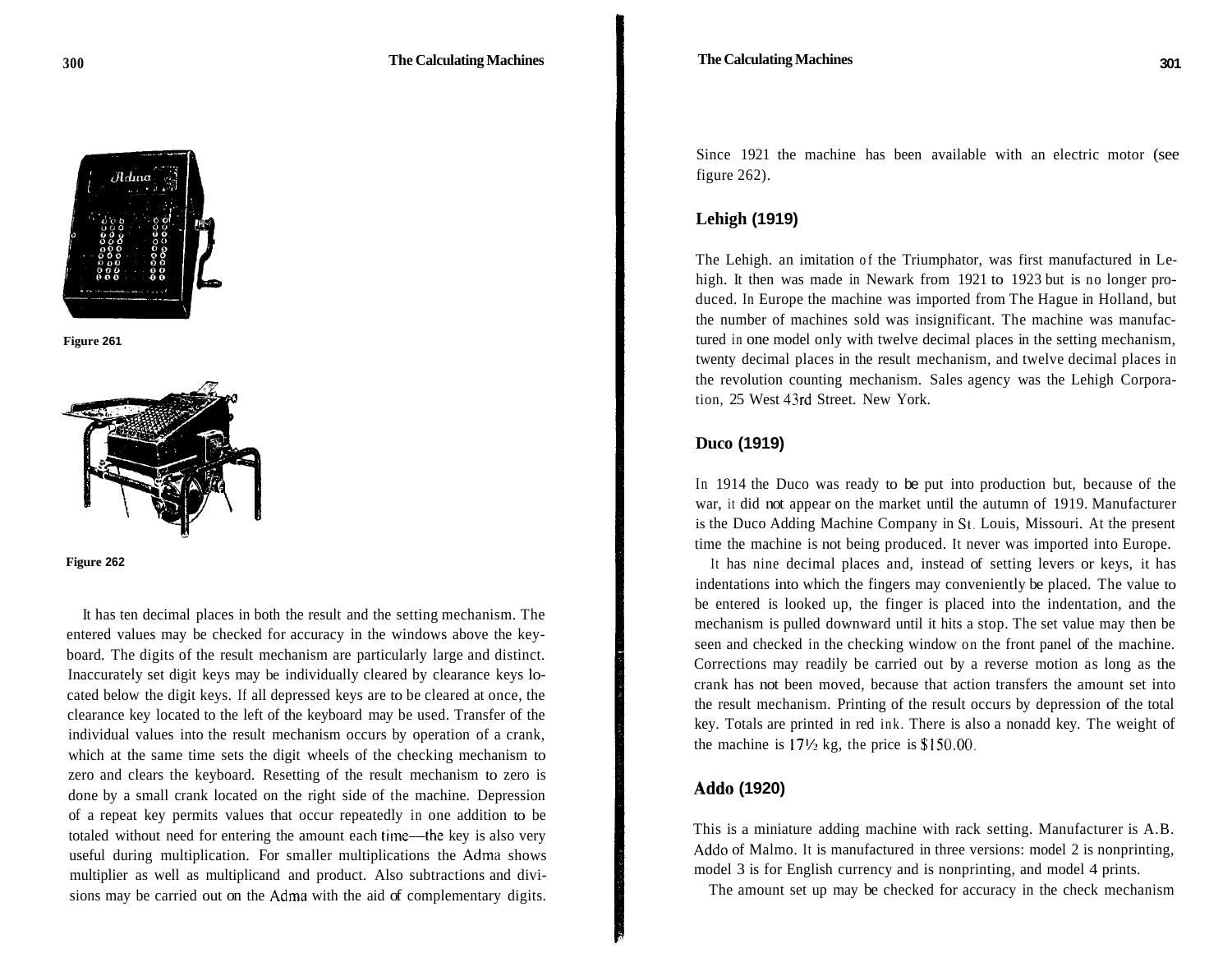Figure 261

Figure 262

It has ten decimal places in both the result and the setting mechanism. The entered values may be checked for accuracy in the windows above the keyboard. The digits of the result mechanism are particularly large and distinct. Inaccurately set digit keys may be individually cleared by clearance keys located below the digit keys. If all depressed keys are to be cleared at once, the clearance key located to the left of the keyboard may be used. Transfer of the individual values into the result mechanism occurs by operation of a crank, which at the same time sets the digit wheels of the checking mechanism to zero and clears the keyboard. Resetting of the result mechanism to zero is done by a small crank located on the right side of the machine. Depression of a repeat key permits values that occur repeatedly in one addition to be totaled without need for entering the amount each time—the key is also very useful during multiplication. For smaller multiplications the Adma shows multiplier as well as multiplicand and product. Also subtractions and divisions may be carried out on the Adma with the aid of complementary digits. Since 1921 the machine has been available with an electric motor (see figure 262).

## Lehigh (1919)

The Lehigh. an imitation of the Triumphator, was first manufactured in Lehigh. It then was made in Newark from 1921 to 1923 but is no longer produced. In Europe the machine was imported from The Hague in Holland, but the number of machines sold was insignificant. The machine was manufactured in one model only with twelve decimal places in the setting mechanism, twenty decimal places in the result mechanism, and twelve decimal places in the revolution counting mechanism. Sales agency was the Lehigh Corporation, 25 West 43rd Street. New York.

## Duco (1919)

In 1914 the Duco was ready to be put into production but, because of the war, it did not appear on the market until the autumn of 1919. Manufacturer is the Duco Adding Machine Company in St. Louis, Missouri. At the present time the machine is not being produced. It never was imported into Europe.

It has nine decimal places and, instead of setting levers or keys, it has indentations into which the fingers may conveniently be placed. The value to be entered is looked up, the finger is placed into the indentation, and the mechanism is pulled downward until it hits a stop. The set value may then be seen and checked in the checking window on the front panel of the machine. Corrections may readily be carried out by a reverse motion as long as the crank has not been moved, because that action transfers the amount set into the result mechanism. Printing of the result occurs by depression of the total key. Totals are printed in red ink. There is also a nonadd key. The weight of the machine is 17½ kg, the price is $150.00.

## Addo (1920)

This is a miniature adding machine with rack setting. Manufacturer is A.B. Addo of Malmo. It is manufactured in three versions: model 2 is nonprinting, model 3 is for English currency and is nonprinting, and model 4 prints.

The amount set up may be checked for accuracy in the check mechanism